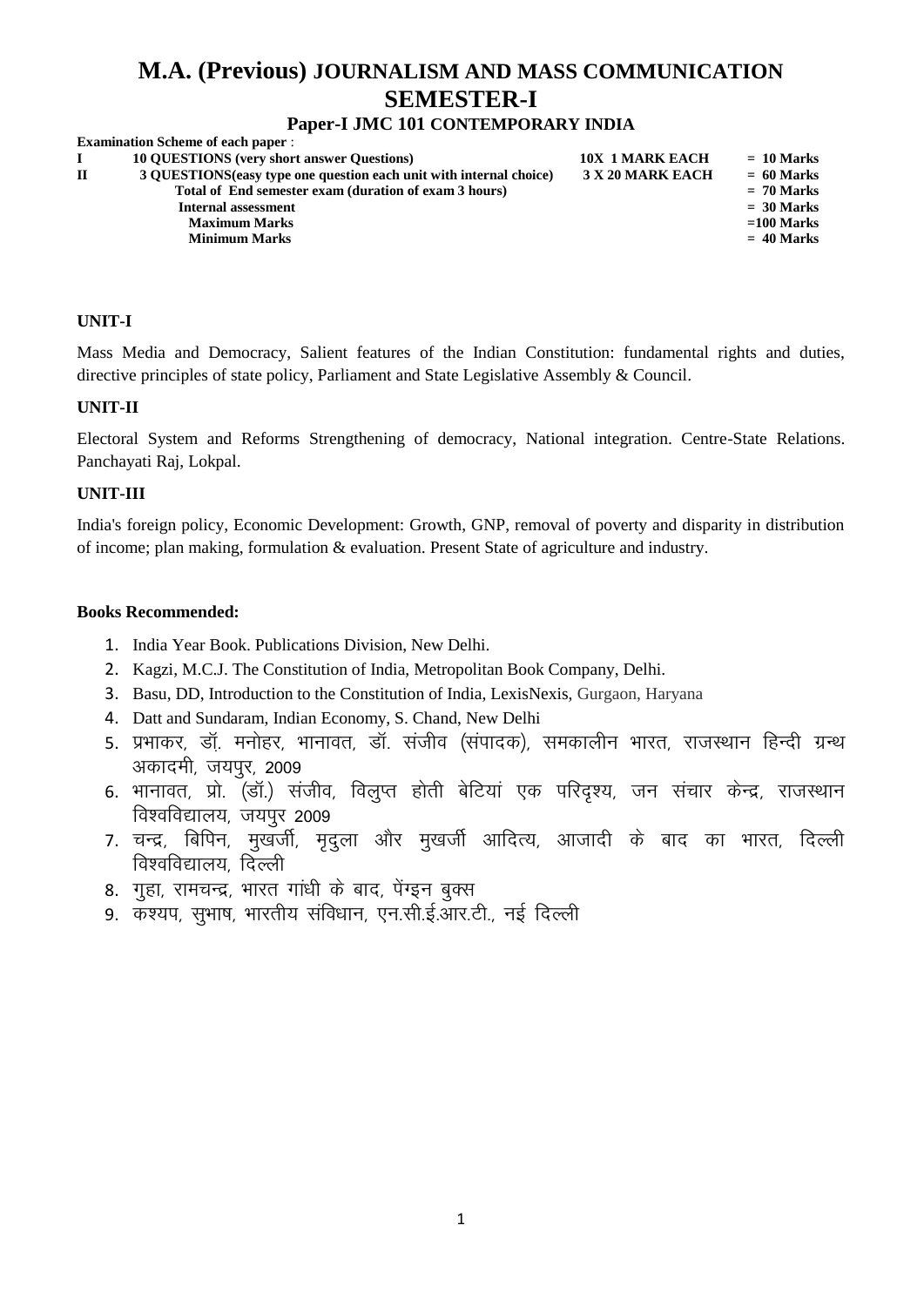# M.A. (Previous) JOURNALISM AND MASS COMMUNICATION SEMESTER-I

## Paper-I JMC 101 CONTEMPORARY INDIA

**Examination Scheme of each paper** :

| | | | |
|---|---|---|---|
| **I** | **10 QUESTIONS (very short answer Questions)** | **10X 1 MARK EACH** | **= 10 Marks** |
| **II** | **3 QUESTIONS(easy type one question each unit with internal choice)** | **3 X 20 MARK EACH** | **= 60 Marks** |
| | **Total of End semester exam (duration of exam 3 hours)** | | **= 70 Marks** |
| | **Internal assessment** | | **= 30 Marks** |
| | **Maximum Marks** | | **=100 Marks** |
| | **Minimum Marks** | | **= 40 Marks** |

### UNIT-I

Mass Media and Democracy, Salient features of the Indian Constitution: fundamental rights and duties, directive principles of state policy, Parliament and State Legislative Assembly & Council.

### UNIT-II

Electoral System and Reforms Strengthening of democracy, National integration. Centre-State Relations. Panchayati Raj, Lokpal.

### UNIT-III

India's foreign policy, Economic Development: Growth, GNP, removal of poverty and disparity in distribution of income; plan making, formulation & evaluation. Present State of agriculture and industry.

### Books Recommended:

1. India Year Book. Publications Division, New Delhi.
2. Kagzi, M.C.J. The Constitution of India, Metropolitan Book Company, Delhi.
3. Basu, DD, Introduction to the Constitution of India, LexisNexis, Gurgaon, Haryana
4. Datt and Sundaram, Indian Economy, S. Chand, New Delhi
5. प्रभाकर, डॉ. मनोहर, भानावत, डॉ. संजीव (संपादक), समकालीन भारत, राजस्थान हिन्दी ग्रन्थ अकादमी, जयपुर, 2009
6. भानावत, प्रो. (डॉ.) संजीव, विलुप्त होती बेटियां एक परिदृश्य, जन संचार केन्द्र, राजस्थान विश्वविद्यालय, जयपुर 2009
7. चन्द्र, बिपिन, मुखर्जी, मृदुला और मुखर्जी आदित्य, आजादी के बाद का भारत, दिल्ली विश्वविद्यालय, दिल्ली
8. गुहा, रामचन्द्र, भारत गांधी के बाद, पेंग्इन बुक्स
9. कश्यप, सुभाष, भारतीय संविधान, एन.सी.ई.आर.टी., नई दिल्ली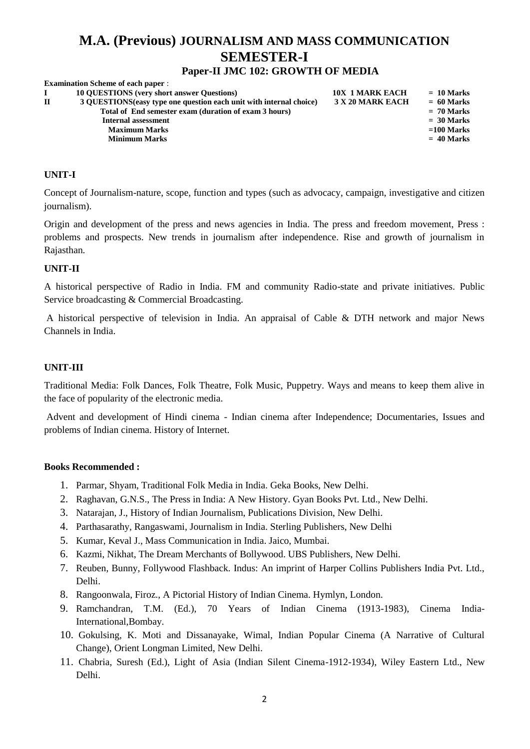# M.A. (Previous) JOURNALISM AND MASS COMMUNICATION
# SEMESTER-I
## Paper-II JMC 102: GROWTH OF MEDIA

**Examination Scheme of each paper** :

| | | | |
|---|---|---|---|
| **I** | **10 QUESTIONS (very short answer Questions)** | **10X 1 MARK EACH** | **= 10 Marks** |
| **II** | **3 QUESTIONS(easy type one question each unit with internal choice)** | **3 X 20 MARK EACH** | **= 60 Marks** |
| | **Total of End semester exam (duration of exam 3 hours)** | | **= 70 Marks** |
| | **Internal assessment** | | **= 30 Marks** |
| | **Maximum Marks** | | **=100 Marks** |
| | **Minimum Marks** | | **= 40 Marks** |

**UNIT-I**

Concept of Journalism-nature, scope, function and types (such as advocacy, campaign, investigative and citizen journalism).

Origin and development of the press and news agencies in India. The press and freedom movement, Press : problems and prospects. New trends in journalism after independence. Rise and growth of journalism in Rajasthan.

**UNIT-II**

A historical perspective of Radio in India. FM and community Radio-state and private initiatives. Public Service broadcasting & Commercial Broadcasting.

A historical perspective of television in India. An appraisal of Cable & DTH network and major News Channels in India.

**UNIT-III**

Traditional Media: Folk Dances, Folk Theatre, Folk Music, Puppetry. Ways and means to keep them alive in the face of popularity of the electronic media.

Advent and development of Hindi cinema - Indian cinema after Independence; Documentaries, Issues and problems of Indian cinema. History of Internet.

**Books Recommended :**

1. Parmar, Shyam, Traditional Folk Media in India. Geka Books, New Delhi.
2. Raghavan, G.N.S., The Press in India: A New History. Gyan Books Pvt. Ltd., New Delhi.
3. Natarajan, J., History of Indian Journalism, Publications Division, New Delhi.
4. Parthasarathy, Rangaswami, Journalism in India. Sterling Publishers, New Delhi
5. Kumar, Keval J., Mass Communication in India. Jaico, Mumbai.
6. Kazmi, Nikhat, The Dream Merchants of Bollywood. UBS Publishers, New Delhi.
7. Reuben, Bunny, Follywood Flashback. Indus: An imprint of Harper Collins Publishers India Pvt. Ltd., Delhi.
8. Rangoonwala, Firoz., A Pictorial History of Indian Cinema. Hymlyn, London.
9. Ramchandran, T.M. (Ed.), 70 Years of Indian Cinema (1913-1983), Cinema India-International,Bombay.
10. Gokulsing, K. Moti and Dissanayake, Wimal, Indian Popular Cinema (A Narrative of Cultural Change), Orient Longman Limited, New Delhi.
11. Chabria, Suresh (Ed.), Light of Asia (Indian Silent Cinema-1912-1934), Wiley Eastern Ltd., New Delhi.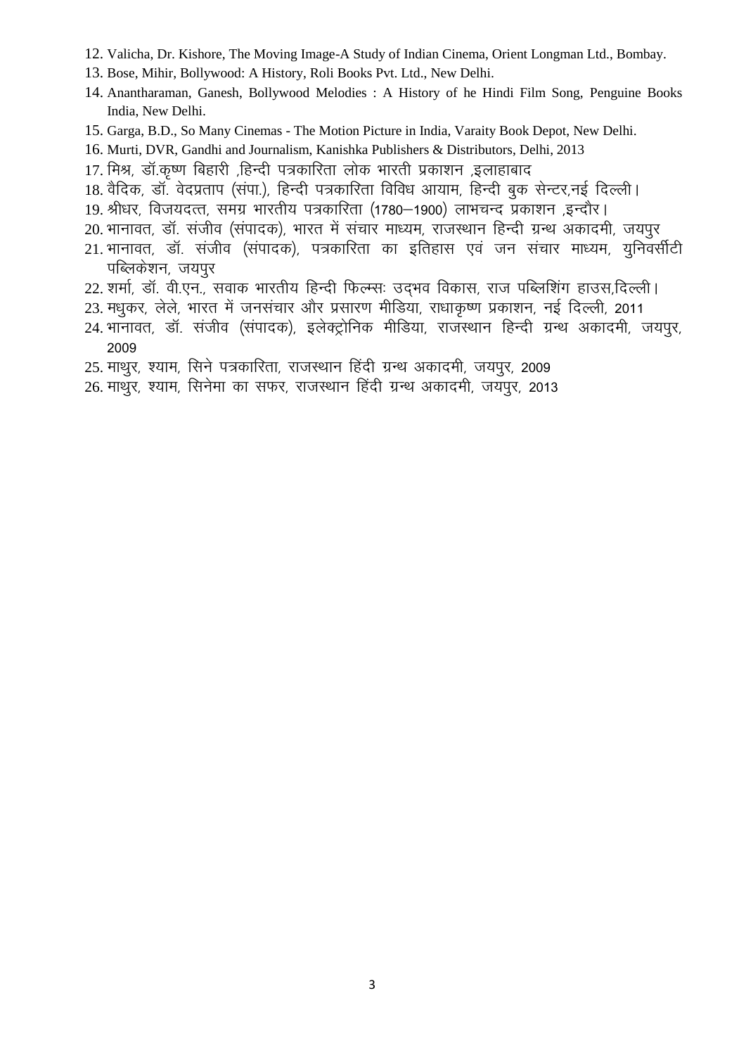12. Valicha, Dr. Kishore, The Moving Image-A Study of Indian Cinema, Orient Longman Ltd., Bombay.
13. Bose, Mihir, Bollywood: A History, Roli Books Pvt. Ltd., New Delhi.
14. Anantharaman, Ganesh, Bollywood Melodies : A History of he Hindi Film Song, Penguine Books India, New Delhi.
15. Garga, B.D., So Many Cinemas - The Motion Picture in India, Varaity Book Depot, New Delhi.
16. Murti, DVR, Gandhi and Journalism, Kanishka Publishers & Distributors, Delhi, 2013
17. मिश्र, डॉ.कृष्ण बिहारी ,हिन्दी पत्रकारिता लोक भारती प्रकाशन ,इलाहाबाद
18. वैदिक, डॉ. वेदप्रताप (संपा.), हिन्दी पत्रकारिता विविध आयाम, हिन्दी बुक सेन्टर,नई दिल्ली।
19. श्रीधर, विजयदत्त, समग्र भारतीय पत्रकारिता (1780–1900) लाभचन्द प्रकाशन ,इन्दौर।
20. भानावत, डॉ. संजीव (संपादक), भारत में संचार माध्यम, राजस्थान हिन्दी ग्रन्थ अकादमी, जयपुर
21. भानावत, डॉ. संजीव (संपादक), पत्रकारिता का इतिहास एवं जन संचार माध्यम, युनिवर्सीटी पब्लिकेशन, जयपुर
22. शर्मा, डॉ. वी.एन., सवाक भारतीय हिन्दी फिल्म्सः उद्भव विकास, राज पब्लिशिंग हाउस,दिल्ली।
23. मधुकर, लेले, भारत में जनसंचार और प्रसारण मीडिया, राधाकृष्ण प्रकाशन, नई दिल्ली, 2011
24. भानावत, डॉ. संजीव (संपादक), इलेक्ट्रोनिक मीडिया, राजस्थान हिन्दी ग्रन्थ अकादमी, जयपुर, 2009
25. माथुर, श्याम, सिने पत्रकारिता, राजस्थान हिंदी ग्रन्थ अकादमी, जयपुर, 2009
26. माथुर, श्याम, सिनेमा का सफर, राजस्थान हिंदी ग्रन्थ अकादमी, जयपुर, 2013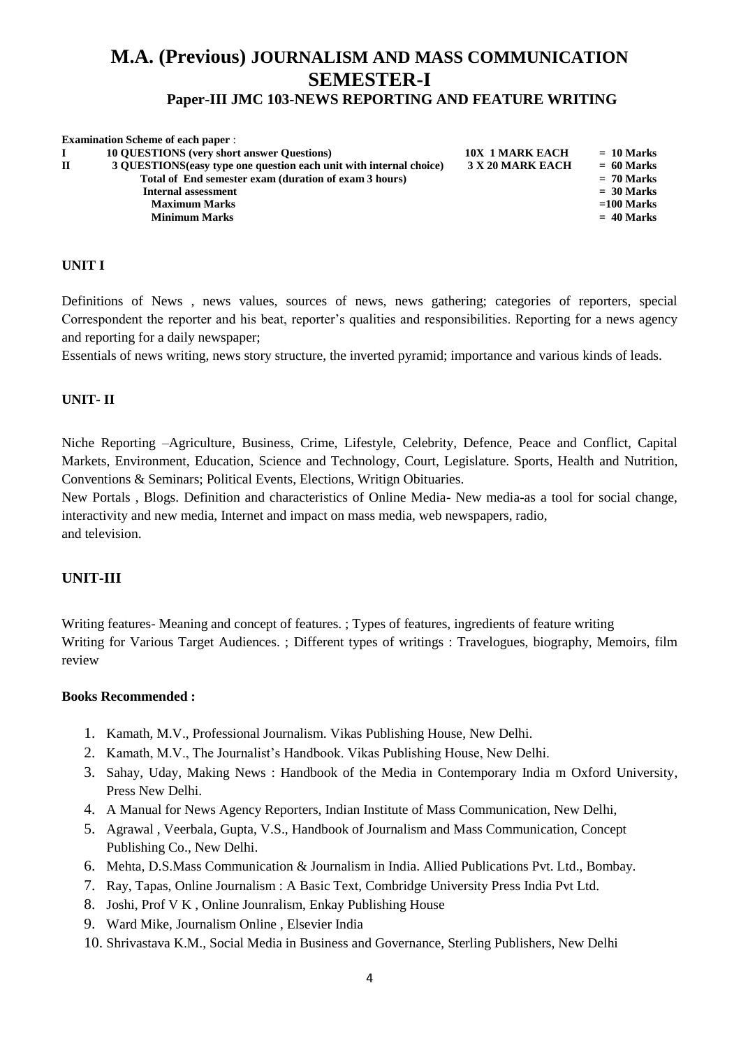# M.A. (Previous) JOURNALISM AND MASS COMMUNICATION SEMESTER-I

## Paper-III JMC 103-NEWS REPORTING AND FEATURE WRITING

**Examination Scheme of each paper** :

| | | | |
|---|---|---|---|
| **I** | **10 QUESTIONS (very short answer Questions)** | **10X 1 MARK EACH** | **= 10 Marks** |
| **II** | **3 QUESTIONS(easy type one question each unit with internal choice)** | **3 X 20 MARK EACH** | **= 60 Marks** |
| | **Total of End semester exam (duration of exam 3 hours)** | | **= 70 Marks** |
| | **Internal assessment** | | **= 30 Marks** |
| | **Maximum Marks** | | **=100 Marks** |
| | **Minimum Marks** | | **= 40 Marks** |

### UNIT I

Definitions of News , news values, sources of news, news gathering; categories of reporters, special Correspondent the reporter and his beat, reporter's qualities and responsibilities. Reporting for a news agency and reporting for a daily newspaper;

Essentials of news writing, news story structure, the inverted pyramid; importance and various kinds of leads.

### UNIT- II

Niche Reporting –Agriculture, Business, Crime, Lifestyle, Celebrity, Defence, Peace and Conflict, Capital Markets, Environment, Education, Science and Technology, Court, Legislature. Sports, Health and Nutrition, Conventions & Seminars; Political Events, Elections, Writign Obituaries.

New Portals , Blogs. Definition and characteristics of Online Media- New media-as a tool for social change, interactivity and new media, Internet and impact on mass media, web newspapers, radio, and television.

### UNIT-III

Writing features- Meaning and concept of features. ; Types of features, ingredients of feature writing
Writing for Various Target Audiences. ; Different types of writings : Travelogues, biography, Memoirs, film review

**Books Recommended :**

1. Kamath, M.V., Professional Journalism. Vikas Publishing House, New Delhi.
2. Kamath, M.V., The Journalist's Handbook. Vikas Publishing House, New Delhi.
3. Sahay, Uday, Making News : Handbook of the Media in Contemporary India m Oxford University, Press New Delhi.
4. A Manual for News Agency Reporters, Indian Institute of Mass Communication, New Delhi,
5. Agrawal , Veerbala, Gupta, V.S., Handbook of Journalism and Mass Communication, Concept Publishing Co., New Delhi.
6. Mehta, D.S.Mass Communication & Journalism in India. Allied Publications Pvt. Ltd., Bombay.
7. Ray, Tapas, Online Journalism : A Basic Text, Combridge University Press India Pvt Ltd.
8. Joshi, Prof V K , Online Jounralism, Enkay Publishing House
9. Ward Mike, Journalism Online , Elsevier India
10. Shrivastava K.M., Social Media in Business and Governance, Sterling Publishers, New Delhi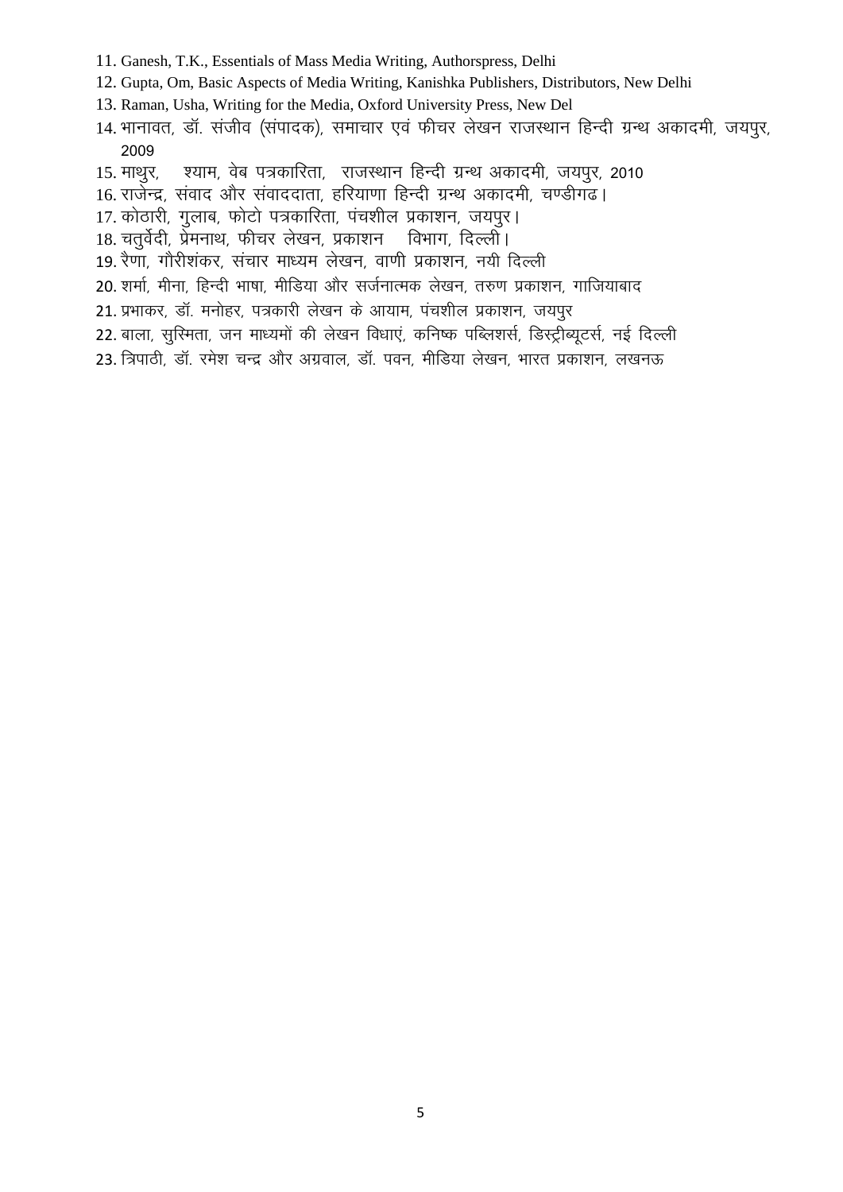11. Ganesh, T.K., Essentials of Mass Media Writing, Authorspress, Delhi
12. Gupta, Om, Basic Aspects of Media Writing, Kanishka Publishers, Distributors, New Delhi
13. Raman, Usha, Writing for the Media, Oxford University Press, New Del
14. भानावत, डॉ. संजीव (संपादक), समाचार एवं फीचर लेखन राजस्थान हिन्दी ग्रन्थ अकादमी, जयपुर, 2009
15. माथुर, श्याम, वेब पत्रकारिता, राजस्थान हिन्दी ग्रन्थ अकादमी, जयपुर, 2010
16. राजेन्द्र, संवाद और संवाददाता, हरियाणा हिन्दी ग्रन्थ अकादमी, चण्डीगढ।
17. कोठारी, गुलाब, फोटो पत्रकारिता, पंचशील प्रकाशन, जयपुर।
18. चतुर्वेदी, प्रेमनाथ, फीचर लेखन, प्रकाशन विभाग, दिल्ली।
19. रैणा, गौरीशंकर, संचार माध्यम लेखन, वाणी प्रकाशन, नयी दिल्ली
20. शर्मा, मीना, हिन्दी भाषा, मीडिया और सर्जनात्मक लेखन, तरुण प्रकाशन, गाजियाबाद
21. प्रभाकर, डॉ. मनोहर, पत्रकारी लेखन के आयाम, पंचशील प्रकाशन, जयपुर
22. बाला, सुस्मिता, जन माध्यमों की लेखन विधाएं, कनिष्क पब्लिशर्स, डिस्ट्रीब्यूटर्स, नई दिल्ली
23. त्रिपाठी, डॉ. रमेश चन्द्र और अग्रवाल, डॉ. पवन, मीडिया लेखन, भारत प्रकाशन, लखनऊ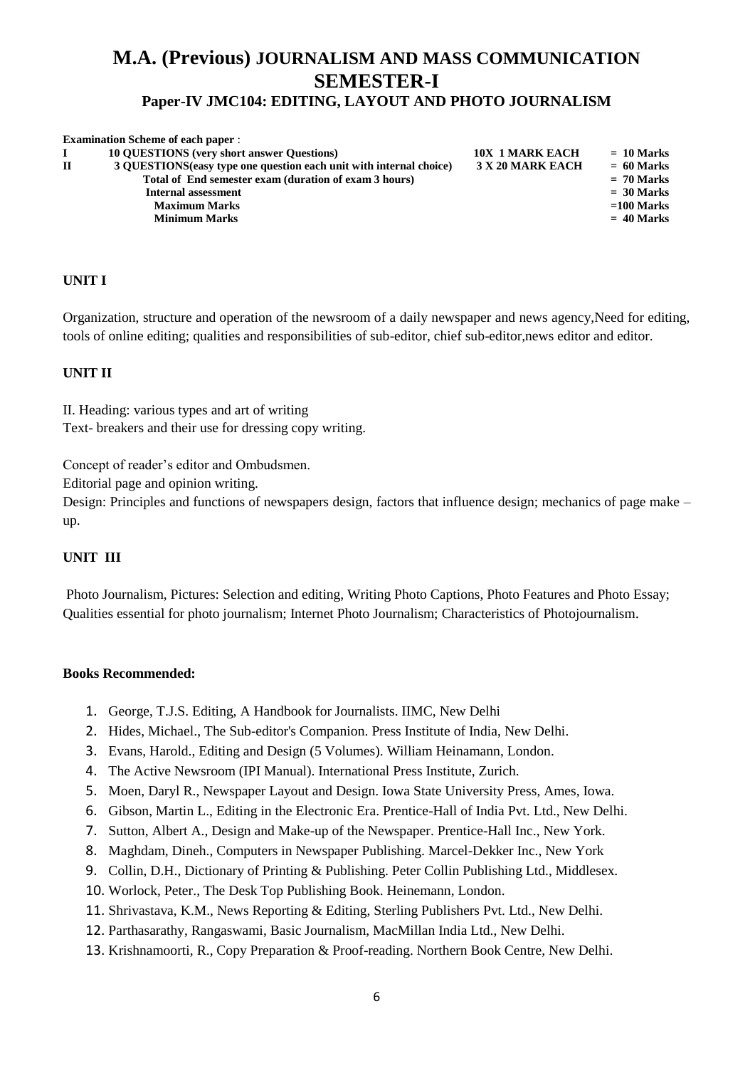# M.A. (Previous) JOURNALISM AND MASS COMMUNICATION SEMESTER-I

## Paper-IV JMC104: EDITING, LAYOUT AND PHOTO JOURNALISM

**Examination Scheme of each paper** :

| | | | |
|---|---|---|---|
| **I** | **10 QUESTIONS (very short answer Questions)** | **10X 1 MARK EACH** | **= 10 Marks** |
| **II** | **3 QUESTIONS(easy type one question each unit with internal choice)** | **3 X 20 MARK EACH** | **= 60 Marks** |
| | **Total of End semester exam (duration of exam 3 hours)** | | **= 70 Marks** |
| | **Internal assessment** | | **= 30 Marks** |
| | **Maximum Marks** | | **=100 Marks** |
| | **Minimum Marks** | | **= 40 Marks** |

### UNIT I

Organization, structure and operation of the newsroom of a daily newspaper and news agency,Need for editing, tools of online editing; qualities and responsibilities of sub-editor, chief sub-editor,news editor and editor.

### UNIT II

II. Heading: various types and art of writing
Text- breakers and their use for dressing copy writing.

Concept of reader's editor and Ombudsmen.
Editorial page and opinion writing.
Design: Principles and functions of newspapers design, factors that influence design; mechanics of page make – up.

### UNIT III

Photo Journalism, Pictures: Selection and editing, Writing Photo Captions, Photo Features and Photo Essay; Qualities essential for photo journalism; Internet Photo Journalism; Characteristics of Photojournalism.

**Books Recommended:**

1. George, T.J.S. Editing, A Handbook for Journalists. IIMC, New Delhi
2. Hides, Michael., The Sub-editor's Companion. Press Institute of India, New Delhi.
3. Evans, Harold., Editing and Design (5 Volumes). William Heinamann, London.
4. The Active Newsroom (IPI Manual). International Press Institute, Zurich.
5. Moen, Daryl R., Newspaper Layout and Design. Iowa State University Press, Ames, Iowa.
6. Gibson, Martin L., Editing in the Electronic Era. Prentice-Hall of India Pvt. Ltd., New Delhi.
7. Sutton, Albert A., Design and Make-up of the Newspaper. Prentice-Hall Inc., New York.
8. Maghdam, Dineh., Computers in Newspaper Publishing. Marcel-Dekker Inc., New York
9. Collin, D.H., Dictionary of Printing & Publishing. Peter Collin Publishing Ltd., Middlesex.
10. Worlock, Peter., The Desk Top Publishing Book. Heinemann, London.
11. Shrivastava, K.M., News Reporting & Editing, Sterling Publishers Pvt. Ltd., New Delhi.
12. Parthasarathy, Rangaswami, Basic Journalism, MacMillan India Ltd., New Delhi.
13. Krishnamoorti, R., Copy Preparation & Proof-reading. Northern Book Centre, New Delhi.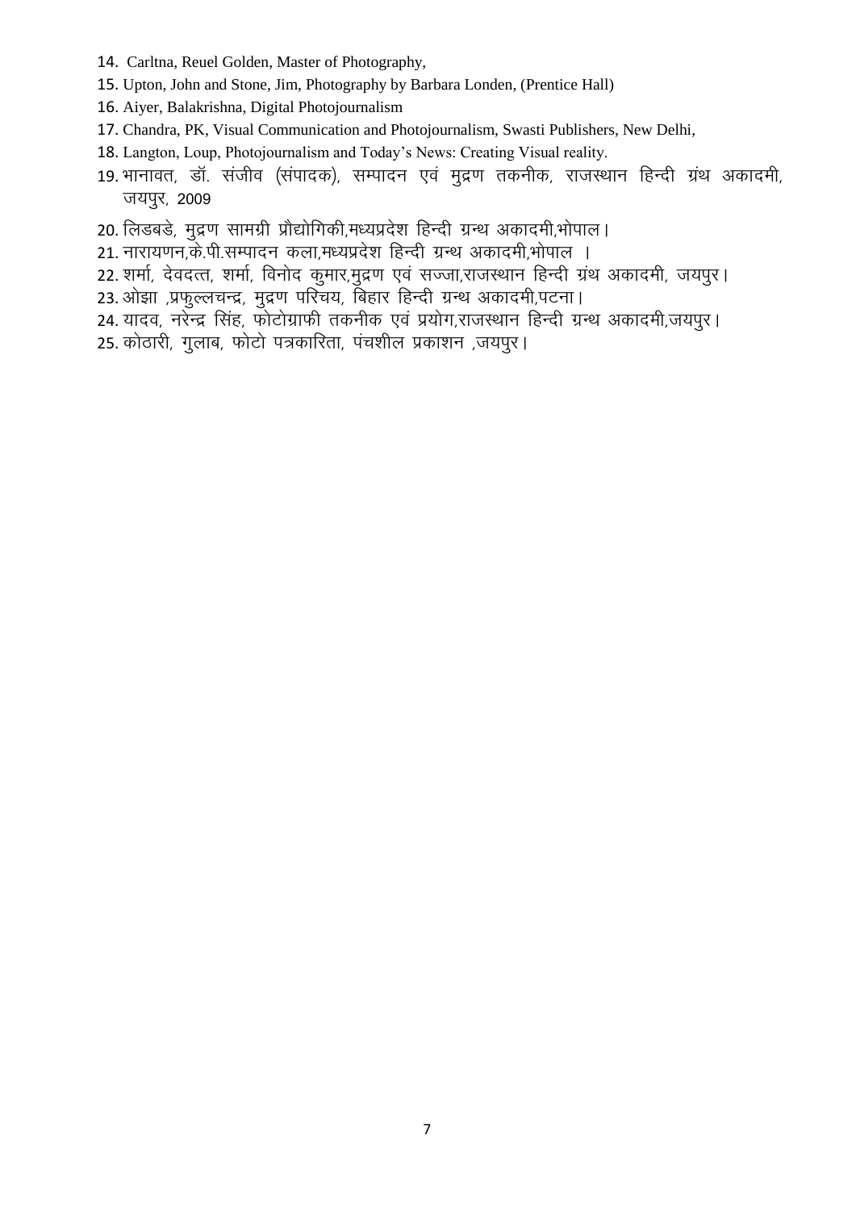14. Carltna, Reuel Golden, Master of Photography,
15. Upton, John and Stone, Jim, Photography by Barbara Londen, (Prentice Hall)
16. Aiyer, Balakrishna, Digital Photojournalism
17. Chandra, PK, Visual Communication and Photojournalism, Swasti Publishers, New Delhi,
18. Langton, Loup, Photojournalism and Today's News: Creating Visual reality.
19. भानावत, डॉ. संजीव (संपादक), सम्पादन एवं मुद्रण तकनीक, राजस्थान हिन्दी ग्रंथ अकादमी, जयपुर, 2009
20. लिडबडे, मुद्रण सामग्री प्रौद्योगिकी,मध्यप्रदेश हिन्दी ग्रन्थ अकादमी,भोपाल।
21. नारायणन,के.पी.सम्पादन कला,मध्यप्रदेश हिन्दी ग्रन्थ अकादमी,भोपाल ।
22. शर्मा, देवदत्त, शर्मा, विनोद कुमार,मुद्रण एवं सज्जा,राजस्थान हिन्दी ग्रंथ अकादमी, जयपुर।
23. ओझा ,प्रफुल्लचन्द्र, मुद्रण परिचय, बिहार हिन्दी ग्रन्थ अकादमी,पटना।
24. यादव, नरेन्द्र सिंह, फोटोग्राफी तकनीक एवं प्रयोग,राजस्थान हिन्दी ग्रन्थ अकादमी,जयपुर।
25. कोठारी, गुलाब, फोटो पत्रकारिता, पंचशील प्रकाशन ,जयपुर।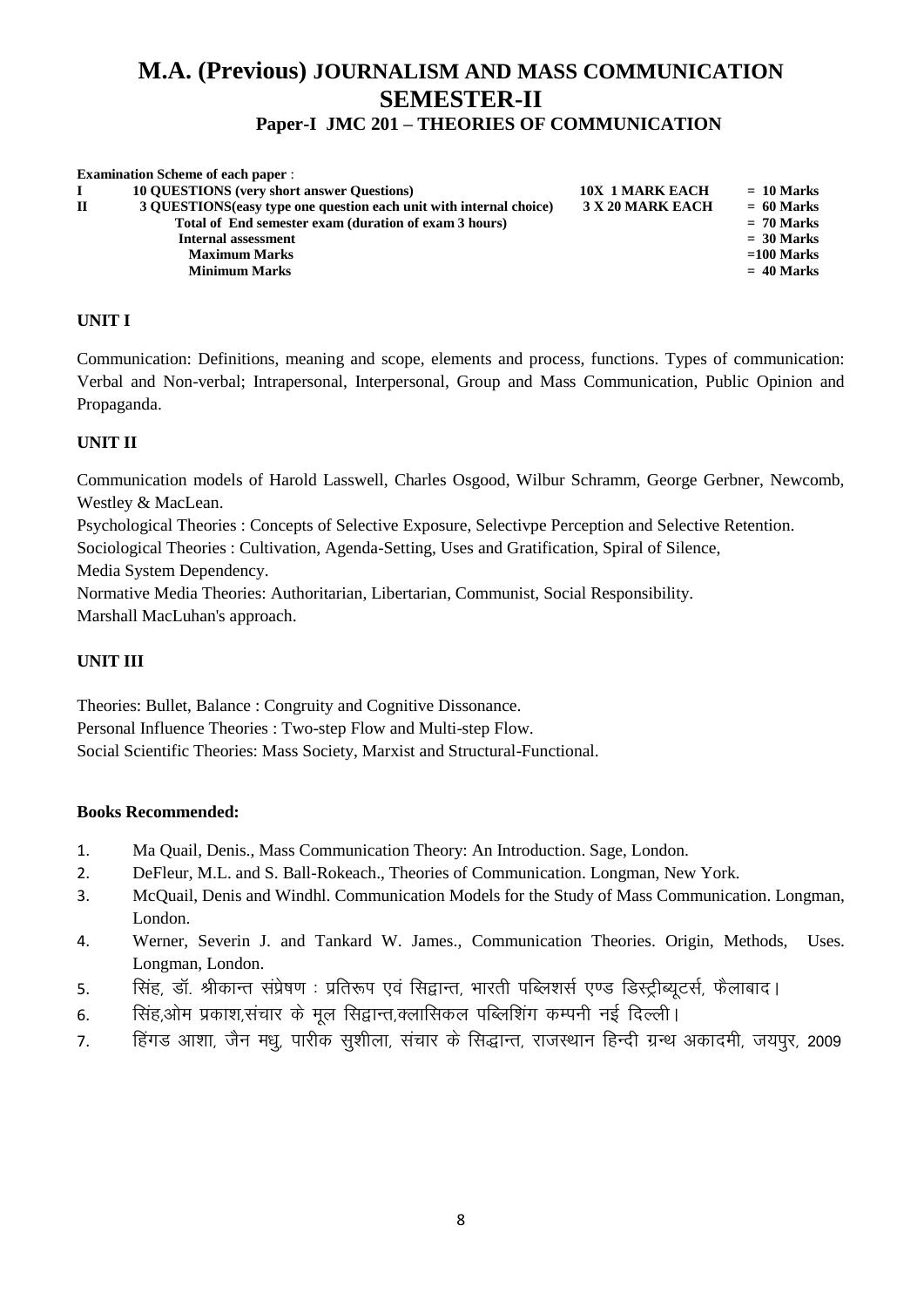# M.A. (Previous) JOURNALISM AND MASS COMMUNICATION
# SEMESTER-II
## Paper-I JMC 201 – THEORIES OF COMMUNICATION

**Examination Scheme of each paper** :

| | | | |
|---|---|---|---|
| **I** | **10 QUESTIONS (very short answer Questions)** | **10X 1 MARK EACH** | **= 10 Marks** |
| **II** | **3 QUESTIONS(easy type one question each unit with internal choice)** | **3 X 20 MARK EACH** | **= 60 Marks** |
| | **Total of End semester exam (duration of exam 3 hours)** | | **= 70 Marks** |
| | **Internal assessment** | | **= 30 Marks** |
| | **Maximum Marks** | | **=100 Marks** |
| | **Minimum Marks** | | **= 40 Marks** |

### UNIT I

Communication: Definitions, meaning and scope, elements and process, functions. Types of communication: Verbal and Non-verbal; Intrapersonal, Interpersonal, Group and Mass Communication, Public Opinion and Propaganda.

### UNIT II

Communication models of Harold Lasswell, Charles Osgood, Wilbur Schramm, George Gerbner, Newcomb, Westley & MacLean.

Psychological Theories : Concepts of Selective Exposure, Selectivpe Perception and Selective Retention.

Sociological Theories : Cultivation, Agenda-Setting, Uses and Gratification, Spiral of Silence, Media System Dependency.

Normative Media Theories: Authoritarian, Libertarian, Communist, Social Responsibility.

Marshall MacLuhan's approach.

### UNIT III

Theories: Bullet, Balance : Congruity and Cognitive Dissonance.

Personal Influence Theories : Two-step Flow and Multi-step Flow.

Social Scientific Theories: Mass Society, Marxist and Structural-Functional.

### Books Recommended:

1. Ma Quail, Denis., Mass Communication Theory: An Introduction. Sage, London.
2. DeFleur, M.L. and S. Ball-Rokeach., Theories of Communication. Longman, New York.
3. McQuail, Denis and Windhl. Communication Models for the Study of Mass Communication. Longman, London.
4. Werner, Severin J. and Tankard W. James., Communication Theories. Origin, Methods, Uses. Longman, London.
5. सिंह, डॉ. श्रीकान्त संप्रेषण : प्रतिरूप एवं सिद्वान्त, भारती पब्लिशर्स एण्ड डिस्ट्रीब्यूटर्स, फैलाबाद।
6. सिंह,ओम प्रकाश,संचार के मूल सिद्वान्त,क्लासिकल पब्लिशिंग कम्पनी नई दिल्ली।
7. हिंगड आशा, जैन मधु, पारीक सुशीला, संचार के सिद्धान्त, राजस्थान हिन्दी ग्रन्थ अकादमी, जयपुर, 2009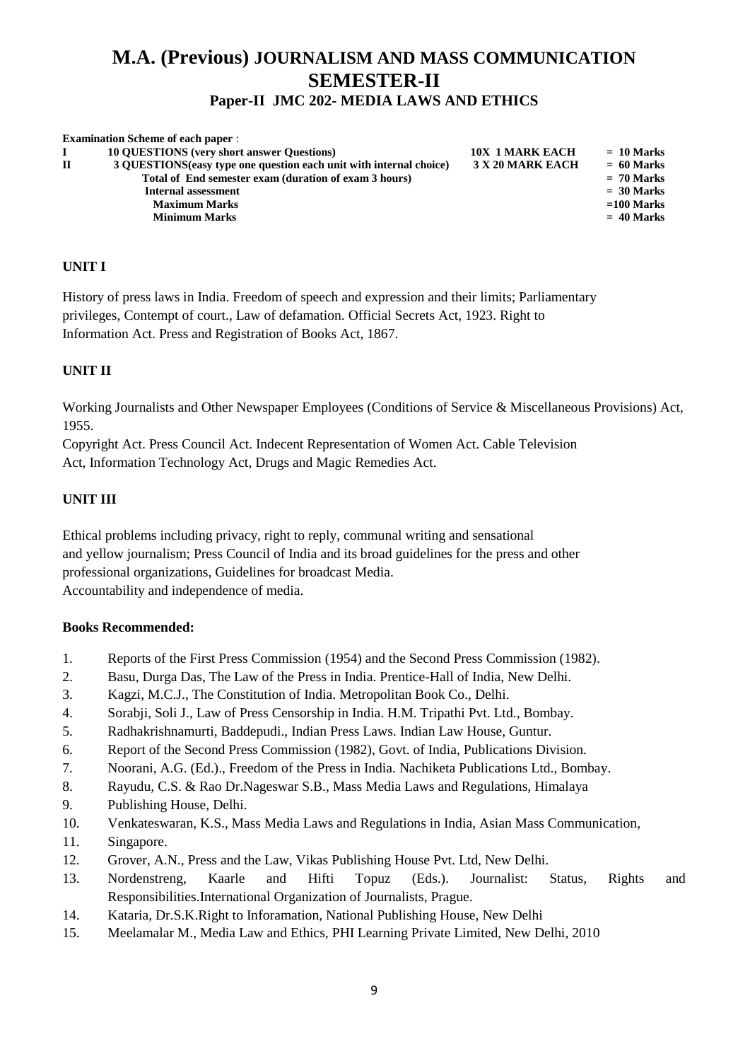# M.A. (Previous) JOURNALISM AND MASS COMMUNICATION
# SEMESTER-II
## Paper-II JMC 202- MEDIA LAWS AND ETHICS

**Examination Scheme of each paper** :

| | | | |
|---|---|---|---|
| **I** | **10 QUESTIONS (very short answer Questions)** | **10X 1 MARK EACH** | **= 10 Marks** |
| **II** | **3 QUESTIONS(easy type one question each unit with internal choice)** | **3 X 20 MARK EACH** | **= 60 Marks** |
| | **Total of End semester exam (duration of exam 3 hours)** | | **= 70 Marks** |
| | **Internal assessment** | | **= 30 Marks** |
| | **Maximum Marks** | | **=100 Marks** |
| | **Minimum Marks** | | **= 40 Marks** |

### UNIT I

History of press laws in India. Freedom of speech and expression and their limits; Parliamentary privileges, Contempt of court., Law of defamation. Official Secrets Act, 1923. Right to Information Act. Press and Registration of Books Act, 1867.

### UNIT II

Working Journalists and Other Newspaper Employees (Conditions of Service & Miscellaneous Provisions) Act, 1955.

Copyright Act. Press Council Act. Indecent Representation of Women Act. Cable Television Act, Information Technology Act, Drugs and Magic Remedies Act.

### UNIT III

Ethical problems including privacy, right to reply, communal writing and sensational and yellow journalism; Press Council of India and its broad guidelines for the press and other professional organizations, Guidelines for broadcast Media.
Accountability and independence of media.

### Books Recommended:

1. Reports of the First Press Commission (1954) and the Second Press Commission (1982).
2. Basu, Durga Das, The Law of the Press in India. Prentice-Hall of India, New Delhi.
3. Kagzi, M.C.J., The Constitution of India. Metropolitan Book Co., Delhi.
4. Sorabji, Soli J., Law of Press Censorship in India. H.M. Tripathi Pvt. Ltd., Bombay.
5. Radhakrishnamurti, Baddepudi., Indian Press Laws. Indian Law House, Guntur.
6. Report of the Second Press Commission (1982), Govt. of India, Publications Division.
7. Noorani, A.G. (Ed.)., Freedom of the Press in India. Nachiketa Publications Ltd., Bombay.
8. Rayudu, C.S. & Rao Dr.Nageswar S.B., Mass Media Laws and Regulations, Himalaya
9. Publishing House, Delhi.
10. Venkateswaran, K.S., Mass Media Laws and Regulations in India, Asian Mass Communication,
11. Singapore.
12. Grover, A.N., Press and the Law, Vikas Publishing House Pvt. Ltd, New Delhi.
13. Nordenstreng, Kaarle and Hifti Topuz (Eds.). Journalist: Status, Rights and Responsibilities.International Organization of Journalists, Prague.
14. Kataria, Dr.S.K.Right to Inforamation, National Publishing House, New Delhi
15. Meelamalar M., Media Law and Ethics, PHI Learning Private Limited, New Delhi, 2010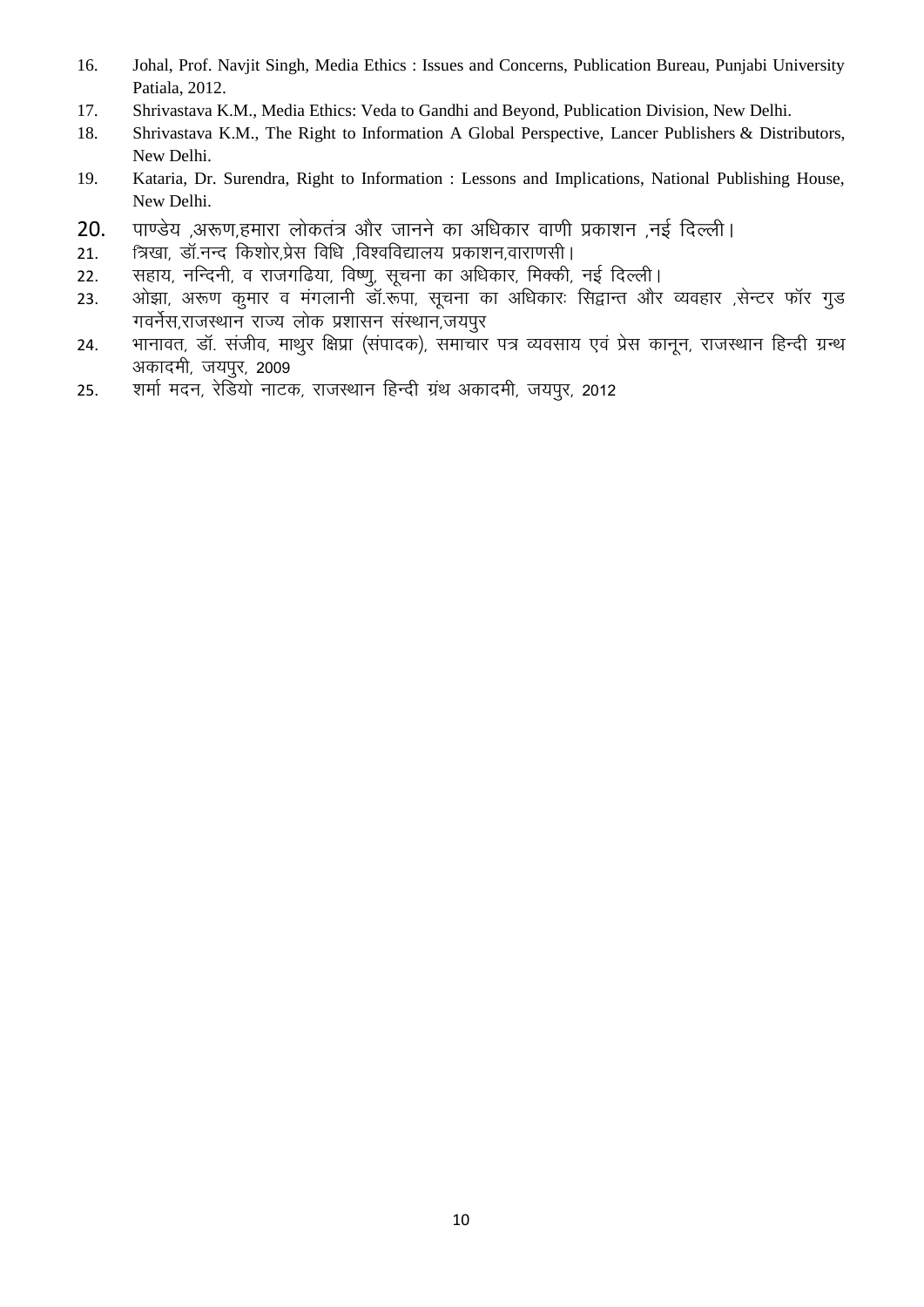16. Johal, Prof. Navjit Singh, Media Ethics : Issues and Concerns, Publication Bureau, Punjabi University Patiala, 2012.
17. Shrivastava K.M., Media Ethics: Veda to Gandhi and Beyond, Publication Division, New Delhi.
18. Shrivastava K.M., The Right to Information A Global Perspective, Lancer Publishers & Distributors, New Delhi.
19. Kataria, Dr. Surendra, Right to Information : Lessons and Implications, National Publishing House, New Delhi.
20. पाण्डेय ,अरूण,हमारा लोकतंत्र और जानने का अधिकार वाणी प्रकाशन ,नई दिल्ली।
21. त्रिखा, डॉ.नन्द किशोर,प्रेस विधि ,विश्वविद्यालय प्रकाशन,वाराणसी।
22. सहाय, नन्दिनी, व राजगढिया, विष्णु, सूचना का अधिकार, मिक्की, नई दिल्ली।
23. ओझा, अरूण कुमार व मंगलानी डॉ.रूपा, सूचना का अधिकारः सिद्वान्त और व्यवहार ,सेन्टर फॉर गुड गवर्नेस,राजस्थान राज्य लोक प्रशासन संस्थान,जयपुर
24. भानावत, डॉ. संजीव, माथुर क्षिप्रा (संपादक), समाचार पत्र व्यवसाय एवं प्रेस कानून, राजस्थान हिन्दी ग्रन्थ अकादमी, जयपुर, 2009
25. शर्मा मदन, रेडियो नाटक, राजस्थान हिन्दी ग्रंथ अकादमी, जयपुर, 2012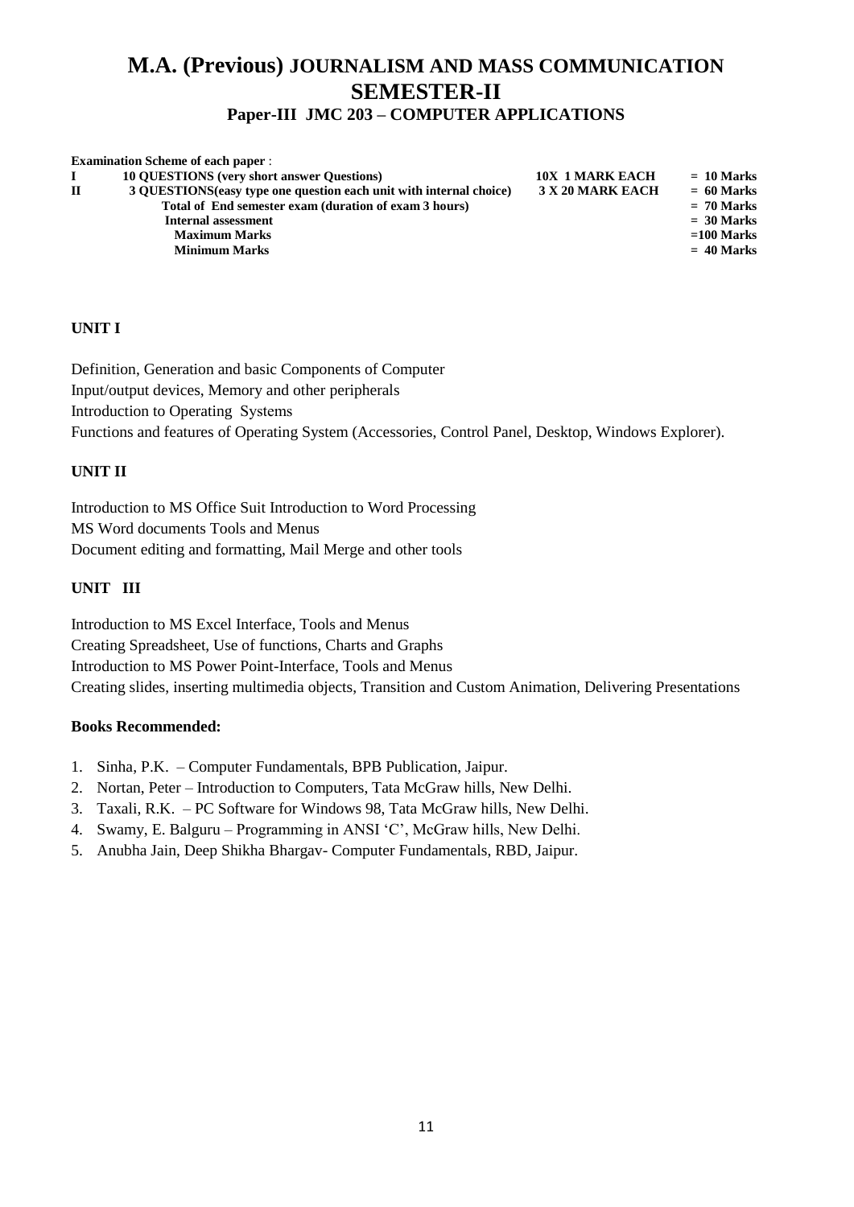# M.A. (Previous) JOURNALISM AND MASS COMMUNICATION
## SEMESTER-II
### Paper-III JMC 203 – COMPUTER APPLICATIONS

**Examination Scheme of each paper** :

| | | | |
|---|---|---|---|
| **I** | **10 QUESTIONS (very short answer Questions)** | **10X 1 MARK EACH** | **= 10 Marks** |
| **II** | **3 QUESTIONS(easy type one question each unit with internal choice)** | **3 X 20 MARK EACH** | **= 60 Marks** |
| | **Total of End semester exam (duration of exam 3 hours)** | | **= 70 Marks** |
| | **Internal assessment** | | **= 30 Marks** |
| | **Maximum Marks** | | **=100 Marks** |
| | **Minimum Marks** | | **= 40 Marks** |

**UNIT I**

Definition, Generation and basic Components of Computer
Input/output devices, Memory and other peripherals
Introduction to Operating Systems
Functions and features of Operating System (Accessories, Control Panel, Desktop, Windows Explorer).

**UNIT II**

Introduction to MS Office Suit Introduction to Word Processing
MS Word documents Tools and Menus
Document editing and formatting, Mail Merge and other tools

**UNIT III**

Introduction to MS Excel Interface, Tools and Menus
Creating Spreadsheet, Use of functions, Charts and Graphs
Introduction to MS Power Point-Interface, Tools and Menus
Creating slides, inserting multimedia objects, Transition and Custom Animation, Delivering Presentations

**Books Recommended:**

1. Sinha, P.K. – Computer Fundamentals, BPB Publication, Jaipur.
2. Nortan, Peter – Introduction to Computers, Tata McGraw hills, New Delhi.
3. Taxali, R.K. – PC Software for Windows 98, Tata McGraw hills, New Delhi.
4. Swamy, E. Balguru – Programming in ANSI 'C', McGraw hills, New Delhi.
5. Anubha Jain, Deep Shikha Bhargav- Computer Fundamentals, RBD, Jaipur.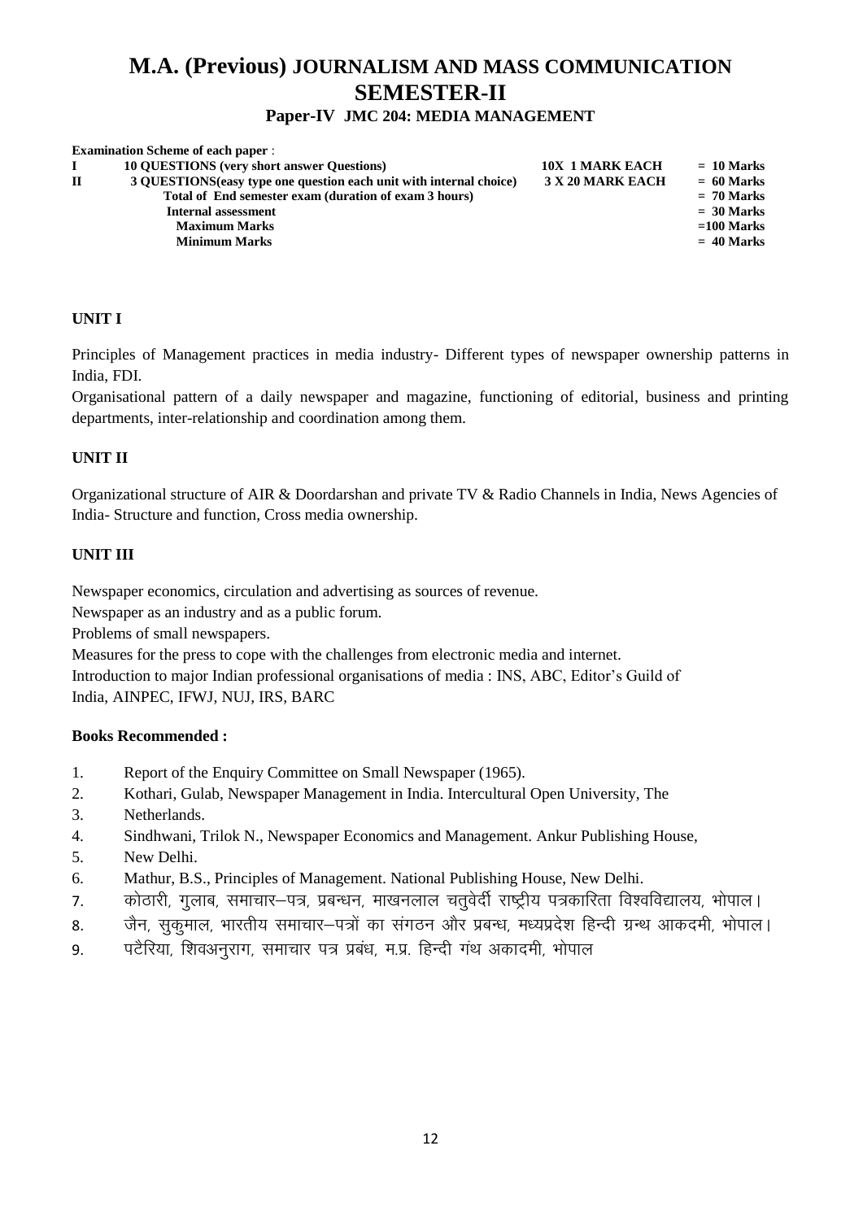# M.A. (Previous) JOURNALISM AND MASS COMMUNICATION SEMESTER-II

## Paper-IV JMC 204: MEDIA MANAGEMENT

**Examination Scheme of each paper** :

| | | | |
|---|---|---|---|
| **I** | **10 QUESTIONS (very short answer Questions)** | **10X 1 MARK EACH** | **= 10 Marks** |
| **II** | **3 QUESTIONS(easy type one question each unit with internal choice)** | **3 X 20 MARK EACH** | **= 60 Marks** |
| | **Total of End semester exam (duration of exam 3 hours)** | | **= 70 Marks** |
| | **Internal assessment** | | **= 30 Marks** |
| | **Maximum Marks** | | **=100 Marks** |
| | **Minimum Marks** | | **= 40 Marks** |

### UNIT I

Principles of Management practices in media industry- Different types of newspaper ownership patterns in India, FDI.

Organisational pattern of a daily newspaper and magazine, functioning of editorial, business and printing departments, inter-relationship and coordination among them.

### UNIT II

Organizational structure of AIR & Doordarshan and private TV & Radio Channels in India, News Agencies of India- Structure and function, Cross media ownership.

### UNIT III

Newspaper economics, circulation and advertising as sources of revenue.

Newspaper as an industry and as a public forum.

Problems of small newspapers.

Measures for the press to cope with the challenges from electronic media and internet.

Introduction to major Indian professional organisations of media : INS, ABC, Editor's Guild of India, AINPEC, IFWJ, NUJ, IRS, BARC

### Books Recommended :

1. Report of the Enquiry Committee on Small Newspaper (1965).
2. Kothari, Gulab, Newspaper Management in India. Intercultural Open University, The
3. Netherlands.
4. Sindhwani, Trilok N., Newspaper Economics and Management. Ankur Publishing House,
5. New Delhi.
6. Mathur, B.S., Principles of Management. National Publishing House, New Delhi.
7. कोठारी, गुलाब, समाचार–पत्र, प्रबन्धन, माखनलाल चतुर्वेदी राष्ट्रीय पत्रकारिता विश्वविद्यालय, भोपाल।
8. जैन, सुकुमाल, भारतीय समाचार–पत्रों का संगठन और प्रबन्ध, मध्यप्रदेश हिन्दी ग्रन्थ आकदमी, भोपाल।
9. पटैरिया, शिवअनुराग, समाचार पत्र प्रबंध, म.प्र. हिन्दी गंथ अकादमी, भोपाल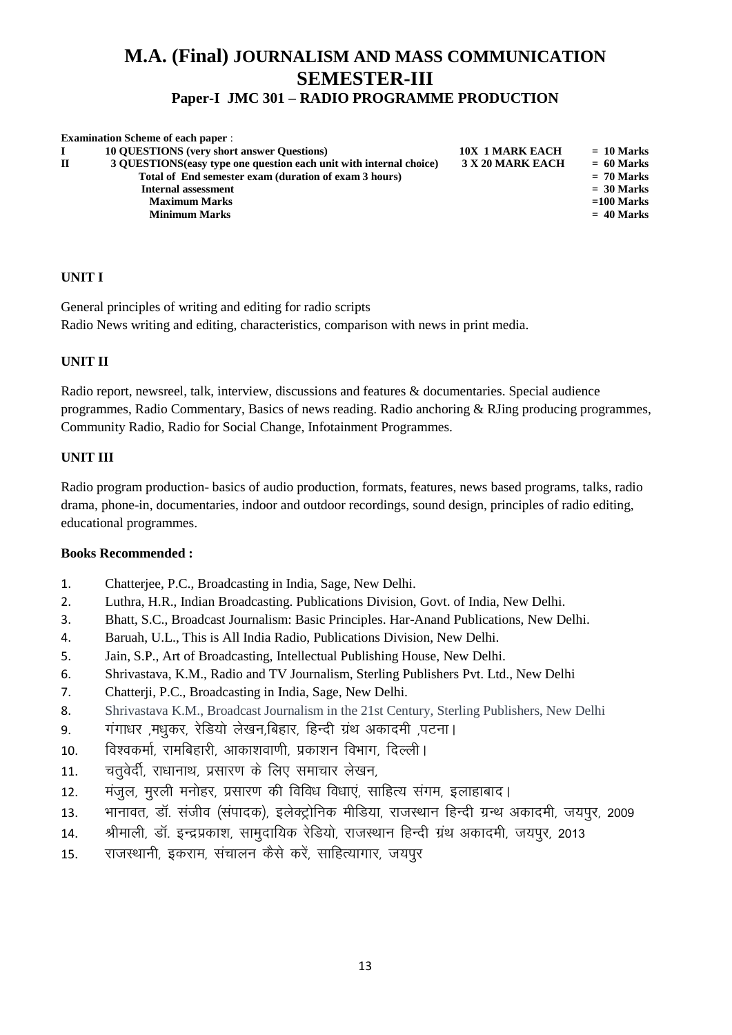# M.A. (Final) JOURNALISM AND MASS COMMUNICATION
## SEMESTER-III
### Paper-I JMC 301 – RADIO PROGRAMME PRODUCTION

**Examination Scheme of each paper** :

| | | | |
|---|---|---|---|
| **I** | **10 QUESTIONS (very short answer Questions)** | **10X 1 MARK EACH** | **= 10 Marks** |
| **II** | **3 QUESTIONS(easy type one question each unit with internal choice)** | **3 X 20 MARK EACH** | **= 60 Marks** |
| | **Total of End semester exam (duration of exam 3 hours)** | | **= 70 Marks** |
| | **Internal assessment** | | **= 30 Marks** |
| | **Maximum Marks** | | **=100 Marks** |
| | **Minimum Marks** | | **= 40 Marks** |

**UNIT I**

General principles of writing and editing for radio scripts
Radio News writing and editing, characteristics, comparison with news in print media.

**UNIT II**

Radio report, newsreel, talk, interview, discussions and features & documentaries. Special audience programmes, Radio Commentary, Basics of news reading. Radio anchoring & RJing producing programmes, Community Radio, Radio for Social Change, Infotainment Programmes.

**UNIT III**

Radio program production- basics of audio production, formats, features, news based programs, talks, radio drama, phone-in, documentaries, indoor and outdoor recordings, sound design, principles of radio editing, educational programmes.

**Books Recommended :**

1. Chatterjee, P.C., Broadcasting in India, Sage, New Delhi.
2. Luthra, H.R., Indian Broadcasting. Publications Division, Govt. of India, New Delhi.
3. Bhatt, S.C., Broadcast Journalism: Basic Principles. Har-Anand Publications, New Delhi.
4. Baruah, U.L., This is All India Radio, Publications Division, New Delhi.
5. Jain, S.P., Art of Broadcasting, Intellectual Publishing House, New Delhi.
6. Shrivastava, K.M., Radio and TV Journalism, Sterling Publishers Pvt. Ltd., New Delhi
7. Chatterji, P.C., Broadcasting in India, Sage, New Delhi.
8. Shrivastava K.M., Broadcast Journalism in the 21st Century, Sterling Publishers, New Delhi
9. गंगाधर ,मधुकर, रेडियो लेखन,बिहार, हिन्दी ग्रंथ अकादमी ,पटना।
10. विश्वकर्मा, रामबिहारी, आकाशवाणी, प्रकाशन विभाग, दिल्ली।
11. चतुवेर्दी, राधानाथ, प्रसारण के लिए समाचार लेखन,
12. मंजुल, मुरली मनोहर, प्रसारण की विविध विधाएं, साहित्य संगम, इलाहाबाद।
13. भानावत, डॉ. संजीव (संपादक), इलेक्ट्रोनिक मीडिया, राजस्थान हिन्दी ग्रन्थ अकादमी, जयपुर, 2009
14. श्रीमाली, डॉ. इन्द्रप्रकाश, सामुदायिक रेडियो, राजस्थान हिन्दी ग्रंथ अकादमी, जयपुर, 2013
15. राजस्थानी, इकराम, संचालन कैसे करें, साहित्यागार, जयपुर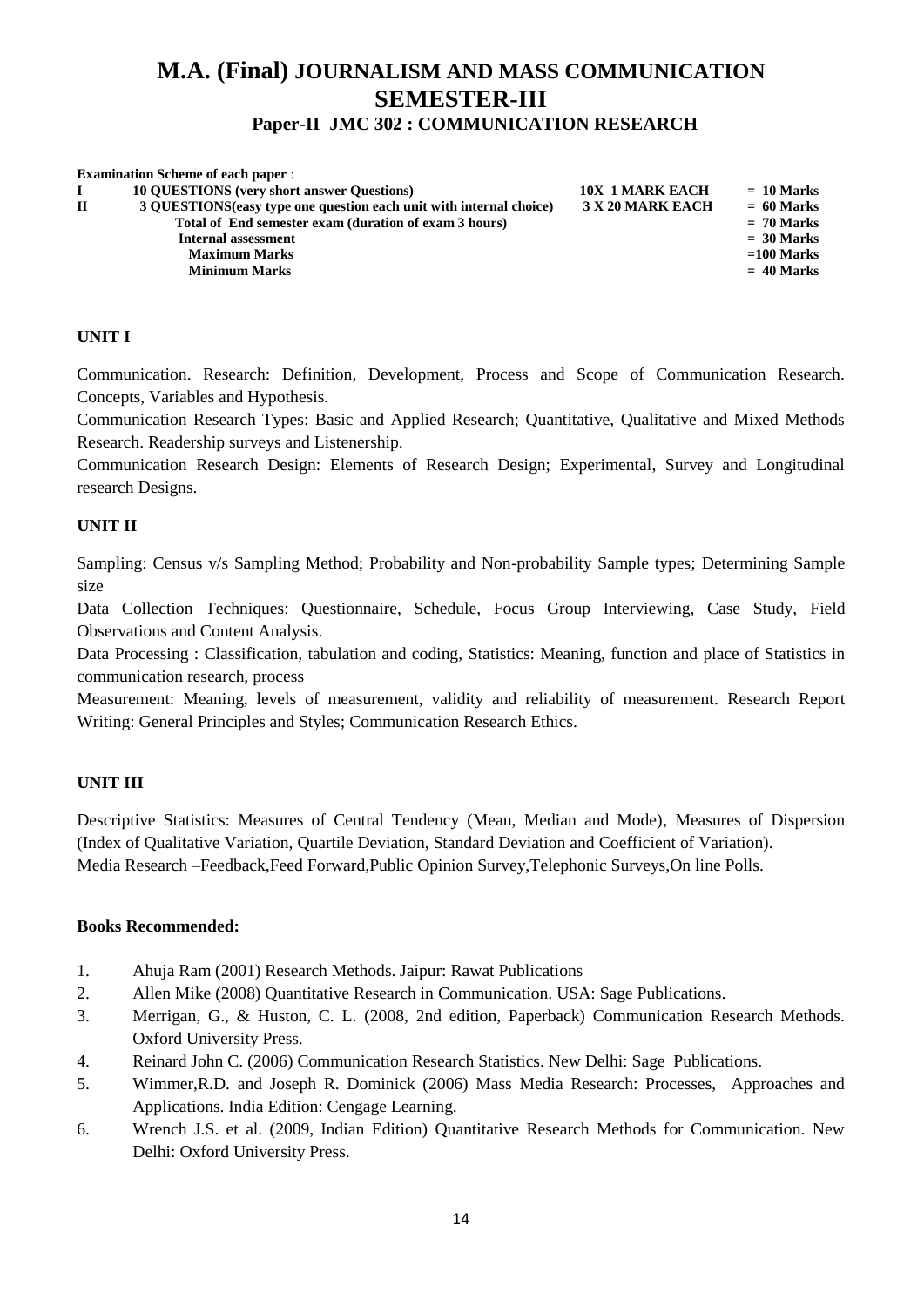# M.A. (Final) JOURNALISM AND MASS COMMUNICATION
## SEMESTER-III
### Paper-II JMC 302 : COMMUNICATION RESEARCH

**Examination Scheme of each paper** :

| | | | |
|---|---|---|---|
| **I** | **10 QUESTIONS (very short answer Questions)** | **10X 1 MARK EACH** | **= 10 Marks** |
| **II** | **3 QUESTIONS(easy type one question each unit with internal choice)** | **3 X 20 MARK EACH** | **= 60 Marks** |
| | **Total of End semester exam (duration of exam 3 hours)** | | **= 70 Marks** |
| | **Internal assessment** | | **= 30 Marks** |
| | **Maximum Marks** | | **=100 Marks** |
| | **Minimum Marks** | | **= 40 Marks** |

**UNIT I**

Communication. Research: Definition, Development, Process and Scope of Communication Research. Concepts, Variables and Hypothesis.

Communication Research Types: Basic and Applied Research; Quantitative, Qualitative and Mixed Methods Research. Readership surveys and Listenership.

Communication Research Design: Elements of Research Design; Experimental, Survey and Longitudinal research Designs.

**UNIT II**

Sampling: Census v/s Sampling Method; Probability and Non-probability Sample types; Determining Sample size

Data Collection Techniques: Questionnaire, Schedule, Focus Group Interviewing, Case Study, Field Observations and Content Analysis.

Data Processing : Classification, tabulation and coding, Statistics: Meaning, function and place of Statistics in communication research, process

Measurement: Meaning, levels of measurement, validity and reliability of measurement. Research Report Writing: General Principles and Styles; Communication Research Ethics.

**UNIT III**

Descriptive Statistics: Measures of Central Tendency (Mean, Median and Mode), Measures of Dispersion (Index of Qualitative Variation, Quartile Deviation, Standard Deviation and Coefficient of Variation).
Media Research –Feedback,Feed Forward,Public Opinion Survey,Telephonic Surveys,On line Polls.

**Books Recommended:**

1. Ahuja Ram (2001) Research Methods. Jaipur: Rawat Publications
2. Allen Mike (2008) Quantitative Research in Communication. USA: Sage Publications.
3. Merrigan, G., & Huston, C. L. (2008, 2nd edition, Paperback) Communication Research Methods. Oxford University Press.
4. Reinard John C. (2006) Communication Research Statistics. New Delhi: Sage Publications.
5. Wimmer,R.D. and Joseph R. Dominick (2006) Mass Media Research: Processes, Approaches and Applications. India Edition: Cengage Learning.
6. Wrench J.S. et al. (2009, Indian Edition) Quantitative Research Methods for Communication. New Delhi: Oxford University Press.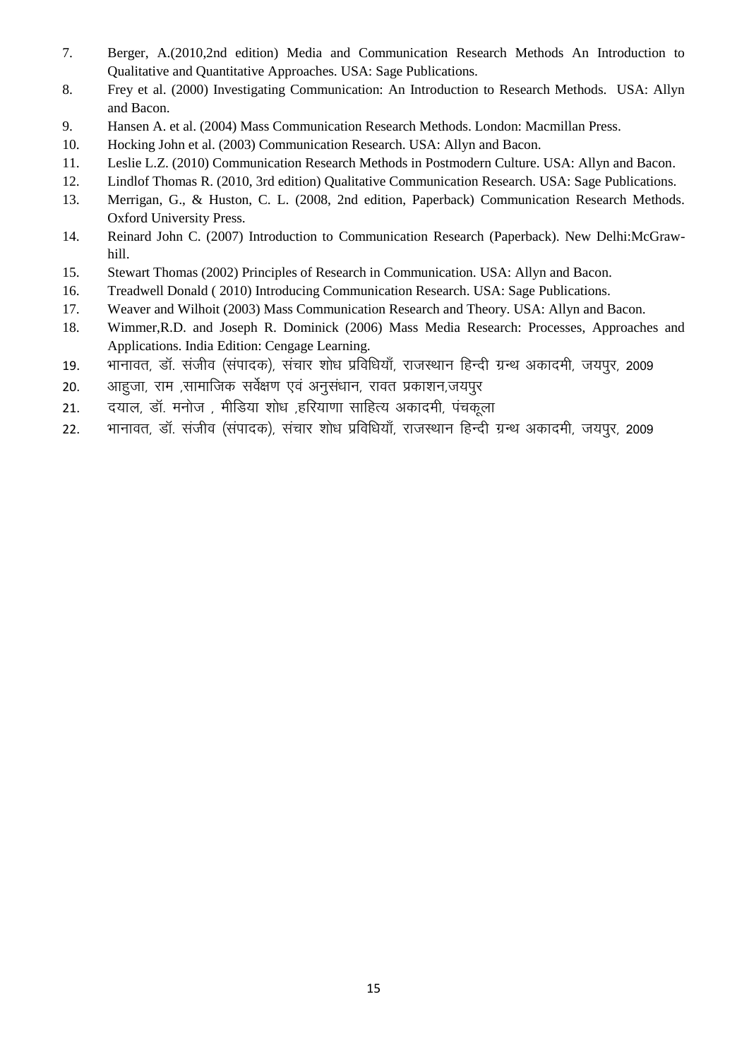7. Berger, A.(2010,2nd edition) Media and Communication Research Methods An Introduction to Qualitative and Quantitative Approaches. USA: Sage Publications.
8. Frey et al. (2000) Investigating Communication: An Introduction to Research Methods. USA: Allyn and Bacon.
9. Hansen A. et al. (2004) Mass Communication Research Methods. London: Macmillan Press.
10. Hocking John et al. (2003) Communication Research. USA: Allyn and Bacon.
11. Leslie L.Z. (2010) Communication Research Methods in Postmodern Culture. USA: Allyn and Bacon.
12. Lindlof Thomas R. (2010, 3rd edition) Qualitative Communication Research. USA: Sage Publications.
13. Merrigan, G., & Huston, C. L. (2008, 2nd edition, Paperback) Communication Research Methods. Oxford University Press.
14. Reinard John C. (2007) Introduction to Communication Research (Paperback). New Delhi:McGraw-hill.
15. Stewart Thomas (2002) Principles of Research in Communication. USA: Allyn and Bacon.
16. Treadwell Donald ( 2010) Introducing Communication Research. USA: Sage Publications.
17. Weaver and Wilhoit (2003) Mass Communication Research and Theory. USA: Allyn and Bacon.
18. Wimmer,R.D. and Joseph R. Dominick (2006) Mass Media Research: Processes, Approaches and Applications. India Edition: Cengage Learning.
19. भानावत, डॉ. संजीव (संपादक), संचार शोध प्रविधियाँ, राजस्थान हिन्दी ग्रन्थ अकादमी, जयपुर, 2009
20. आहुजा, राम ,सामाजिक सर्वेक्षण एवं अनुसंधान, रावत प्रकाशन,जयपुर
21. दयाल, डॉ. मनोज , मीडिया शोध ,हरियाणा साहित्य अकादमी, पंचकूला
22. भानावत, डॉ. संजीव (संपादक), संचार शोध प्रविधियाँ, राजस्थान हिन्दी ग्रन्थ अकादमी, जयपुर, 2009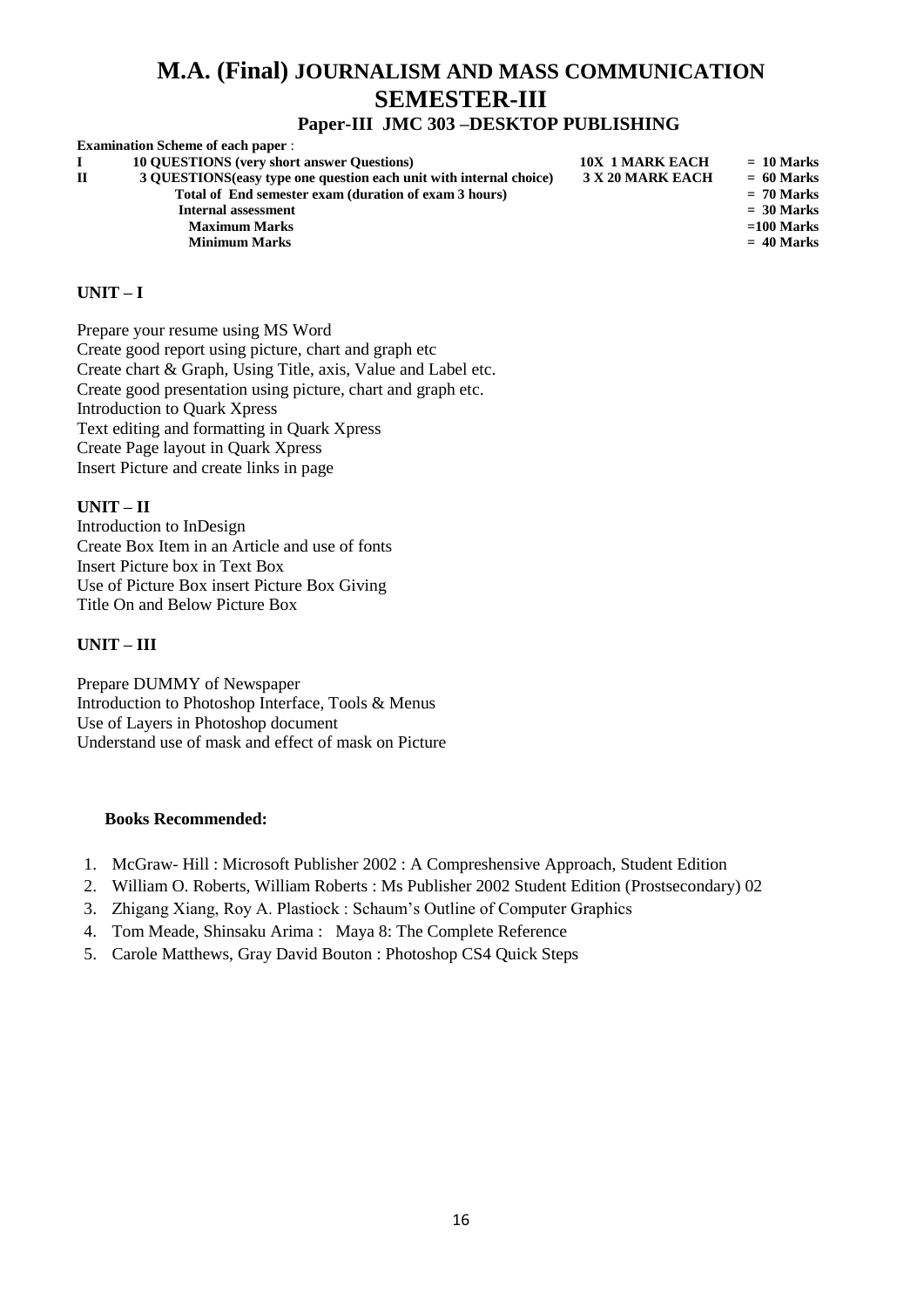# M.A. (Final) JOURNALISM AND MASS COMMUNICATION
# SEMESTER-III
## Paper-III JMC 303 –DESKTOP PUBLISHING

**Examination Scheme of each paper** :

| | | | |
|---|---|---|---|
| **I** | **10 QUESTIONS (very short answer Questions)** | **10X 1 MARK EACH** | **= 10 Marks** |
| **II** | **3 QUESTIONS(easy type one question each unit with internal choice)** | **3 X 20 MARK EACH** | **= 60 Marks** |
| | **Total of End semester exam (duration of exam 3 hours)** | | **= 70 Marks** |
| | **Internal assessment** | | **= 30 Marks** |
| | **Maximum Marks** | | **=100 Marks** |
| | **Minimum Marks** | | **= 40 Marks** |

**UNIT – I**

Prepare your resume using MS Word
Create good report using picture, chart and graph etc
Create chart & Graph, Using Title, axis, Value and Label etc.
Create good presentation using picture, chart and graph etc.
Introduction to Quark Xpress
Text editing and formatting in Quark Xpress
Create Page layout in Quark Xpress
Insert Picture and create links in page

**UNIT – II**

Introduction to InDesign
Create Box Item in an Article and use of fonts
Insert Picture box in Text Box
Use of Picture Box insert Picture Box Giving
Title On and Below Picture Box

**UNIT – III**

Prepare DUMMY of Newspaper
Introduction to Photoshop Interface, Tools & Menus
Use of Layers in Photoshop document
Understand use of mask and effect of mask on Picture

**Books Recommended:**

1. McGraw- Hill : Microsoft Publisher 2002 : A Compreshensive Approach, Student Edition
2. William O. Roberts, William Roberts : Ms Publisher 2002 Student Edition (Prostsecondary) 02
3. Zhigang Xiang, Roy A. Plastiock : Schaum's Outline of Computer Graphics
4. Tom Meade, Shinsaku Arima : Maya 8: The Complete Reference
5. Carole Matthews, Gray David Bouton : Photoshop CS4 Quick Steps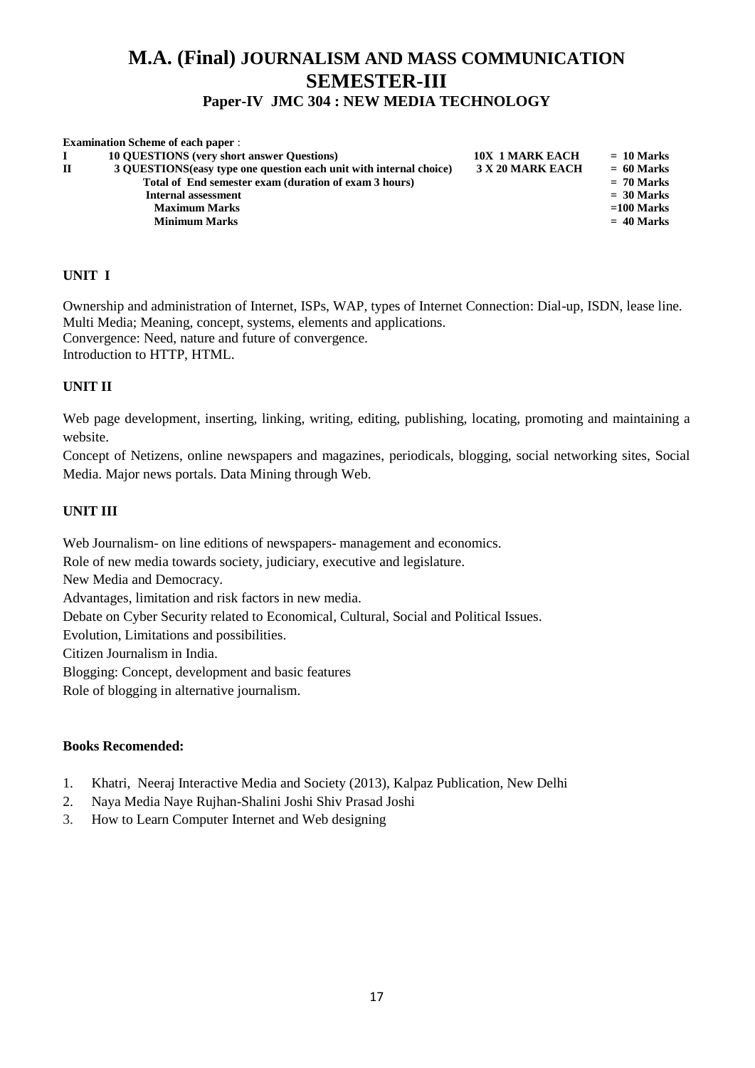# M.A. (Final) JOURNALISM AND MASS COMMUNICATION
## SEMESTER-III
### Paper-IV JMC 304 : NEW MEDIA TECHNOLOGY

**Examination Scheme of each paper** :

| | | | |
|---|---|---|---|
| **I** | **10 QUESTIONS (very short answer Questions)** | **10X 1 MARK EACH** | **= 10 Marks** |
| **II** | **3 QUESTIONS(easy type one question each unit with internal choice)** | **3 X 20 MARK EACH** | **= 60 Marks** |
| | **Total of End semester exam (duration of exam 3 hours)** | | **= 70 Marks** |
| | **Internal assessment** | | **= 30 Marks** |
| | **Maximum Marks** | | **=100 Marks** |
| | **Minimum Marks** | | **= 40 Marks** |

**UNIT I**

Ownership and administration of Internet, ISPs, WAP, types of Internet Connection: Dial-up, ISDN, lease line.
Multi Media; Meaning, concept, systems, elements and applications.
Convergence: Need, nature and future of convergence.
Introduction to HTTP, HTML.

**UNIT II**

Web page development, inserting, linking, writing, editing, publishing, locating, promoting and maintaining a website.
Concept of Netizens, online newspapers and magazines, periodicals, blogging, social networking sites, Social Media. Major news portals. Data Mining through Web.

**UNIT III**

Web Journalism- on line editions of newspapers- management and economics.
Role of new media towards society, judiciary, executive and legislature.
New Media and Democracy.
Advantages, limitation and risk factors in new media.
Debate on Cyber Security related to Economical, Cultural, Social and Political Issues.
Evolution, Limitations and possibilities.
Citizen Journalism in India.
Blogging: Concept, development and basic features
Role of blogging in alternative journalism.

**Books Recomended:**

1. Khatri, Neeraj Interactive Media and Society (2013), Kalpaz Publication, New Delhi
2. Naya Media Naye Rujhan-Shalini Joshi Shiv Prasad Joshi
3. How to Learn Computer Internet and Web designing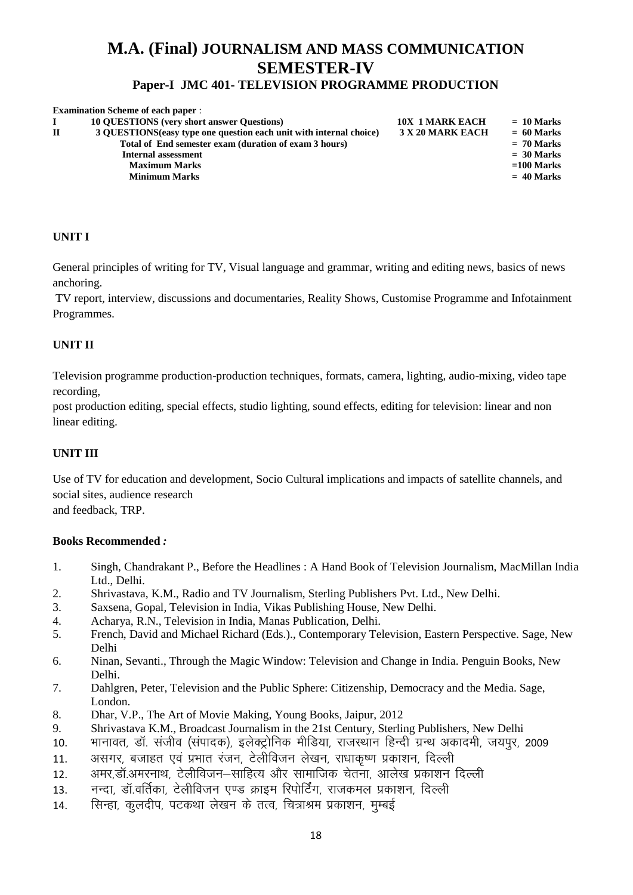# M.A. (Final) JOURNALISM AND MASS COMMUNICATION
# SEMESTER-IV
## Paper-I JMC 401- TELEVISION PROGRAMME PRODUCTION

**Examination Scheme of each paper** :

| | | | |
|---|---|---|---|
| **I** | **10 QUESTIONS (very short answer Questions)** | **10X 1 MARK EACH** | **= 10 Marks** |
| **II** | **3 QUESTIONS(easy type one question each unit with internal choice)** | **3 X 20 MARK EACH** | **= 60 Marks** |
| | **Total of End semester exam (duration of exam 3 hours)** | | **= 70 Marks** |
| | **Internal assessment** | | **= 30 Marks** |
| | **Maximum Marks** | | **=100 Marks** |
| | **Minimum Marks** | | **= 40 Marks** |

### UNIT I

General principles of writing for TV, Visual language and grammar, writing and editing news, basics of news anchoring.

TV report, interview, discussions and documentaries, Reality Shows, Customise Programme and Infotainment Programmes.

### UNIT II

Television programme production-production techniques, formats, camera, lighting, audio-mixing, video tape recording,

post production editing, special effects, studio lighting, sound effects, editing for television: linear and non linear editing.

### UNIT III

Use of TV for education and development, Socio Cultural implications and impacts of satellite channels, and social sites, audience research
and feedback, TRP.

### Books Recommended *:*

1. Singh, Chandrakant P., Before the Headlines : A Hand Book of Television Journalism, MacMillan India Ltd., Delhi.
2. Shrivastava, K.M., Radio and TV Journalism, Sterling Publishers Pvt. Ltd., New Delhi.
3. Saxsena, Gopal, Television in India, Vikas Publishing House, New Delhi.
4. Acharya, R.N., Television in India, Manas Publication, Delhi.
5. French, David and Michael Richard (Eds.)., Contemporary Television, Eastern Perspective. Sage, New Delhi
6. Ninan, Sevanti., Through the Magic Window: Television and Change in India. Penguin Books, New Delhi.
7. Dahlgren, Peter, Television and the Public Sphere: Citizenship, Democracy and the Media. Sage, London.
8. Dhar, V.P., The Art of Movie Making, Young Books, Jaipur, 2012
9. Shrivastava K.M., Broadcast Journalism in the 21st Century, Sterling Publishers, New Delhi
10. भानावत, डॉ. संजीव (संपादक), इलेक्ट्रोनिक मीडिया, राजस्थान हिन्दी ग्रन्थ अकादमी, जयपुर, 2009
11. असगर, बजाहत एवं प्रभात रंजन, टेलीविजन लेखन, राधाकृष्ण प्रकाशन, दिल्ली
12. अमर,डॉ.अमरनाथ, टेलीविजन–साहित्य और सामाजिक चेतना, आलेख प्रकाशन दिल्ली
13. नन्दा, डॉ.वर्तिका, टेलीविजन एण्ड क्राइम रिपोर्टिंग, राजकमल प्रकाशन, दिल्ली
14. सिन्हा, कुलदीप, पटकथा लेखन के तत्व, चित्राश्रम प्रकाशन, मुम्बई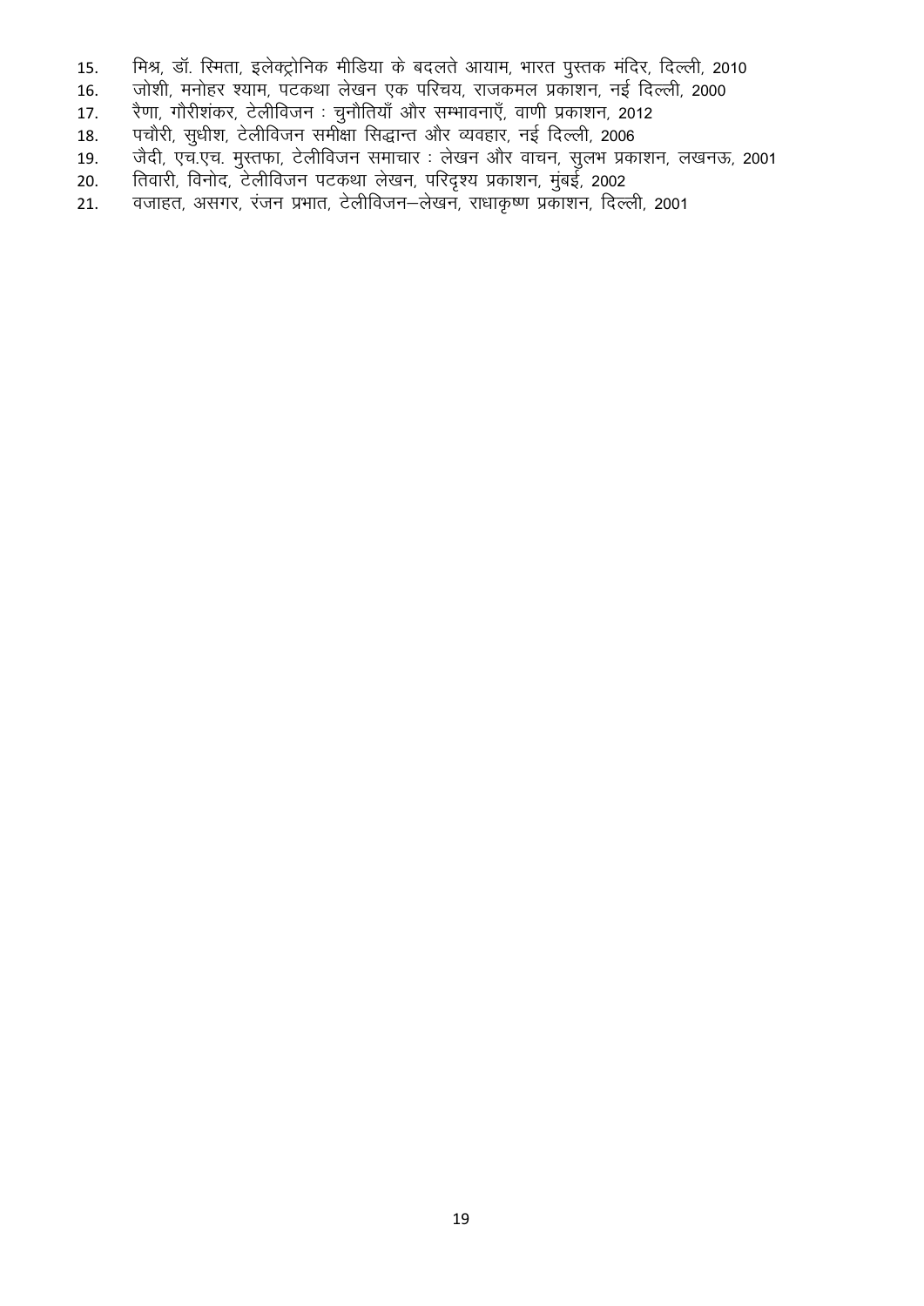15. मिश्र, डॉ. स्मिता, इलेक्ट्रोनिक मीडिया के बदलते आयाम, भारत पुस्तक मंदिर, दिल्ली, 2010
16. जोशी, मनोहर श्याम, पटकथा लेखन एक परिचय, राजकमल प्रकाशन, नई दिल्ली, 2000
17. रैणा, गौरीशंकर, टेलीविजन : चुनौतियाँ और सम्भावनाएँ, वाणी प्रकाशन, 2012
18. पचौरी, सुधीश, टेलीविजन समीक्षा सिद्धान्त और व्यवहार, नई दिल्ली, 2006
19. जैदी, एच.एच. मुस्तफा, टेलीविजन समाचार : लेखन और वाचन, सुलभ प्रकाशन, लखनऊ, 2001
20. तिवारी, विनोद, टेलीविजन पटकथा लेखन, परिदृश्य प्रकाशन, मुंबई, 2002
21. वजाहत, असगर, रंजन प्रभात, टेलीविजन–लेखन, राधाकृष्ण प्रकाशन, दिल्ली, 2001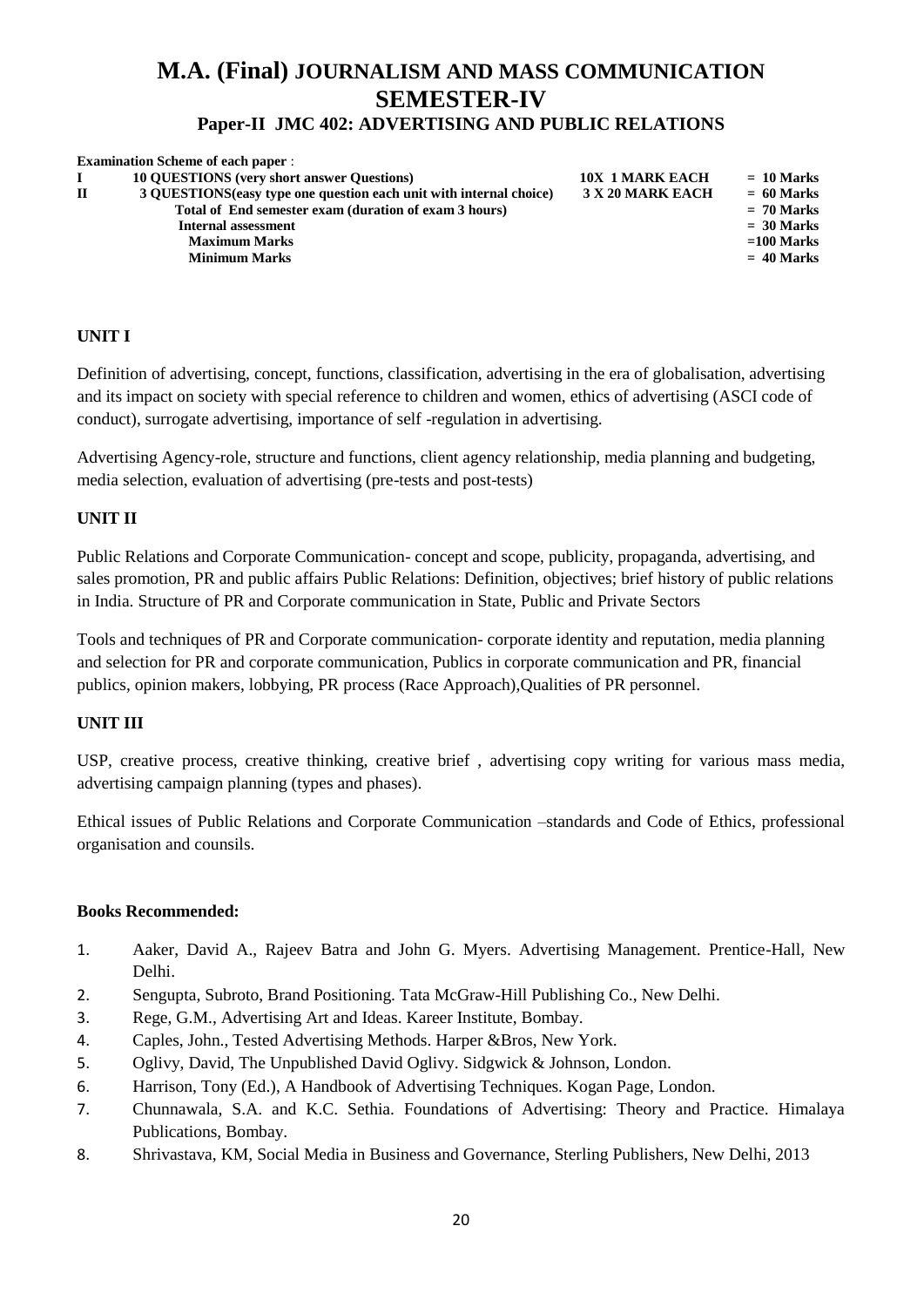# M.A. (Final) JOURNALISM AND MASS COMMUNICATION SEMESTER-IV

## Paper-II JMC 402: ADVERTISING AND PUBLIC RELATIONS

**Examination Scheme of each paper** :

| | | | |
|---|---|---|---|
| **I** | **10 QUESTIONS (very short answer Questions)** | **10X 1 MARK EACH** | **= 10 Marks** |
| **II** | **3 QUESTIONS(easy type one question each unit with internal choice)** | **3 X 20 MARK EACH** | **= 60 Marks** |
| | **Total of End semester exam (duration of exam 3 hours)** | | **= 70 Marks** |
| | **Internal assessment** | | **= 30 Marks** |
| | **Maximum Marks** | | **=100 Marks** |
| | **Minimum Marks** | | **= 40 Marks** |

### UNIT I

Definition of advertising, concept, functions, classification, advertising in the era of globalisation, advertising and its impact on society with special reference to children and women, ethics of advertising (ASCI code of conduct), surrogate advertising, importance of self -regulation in advertising.

Advertising Agency-role, structure and functions, client agency relationship, media planning and budgeting, media selection, evaluation of advertising (pre-tests and post-tests)

### UNIT II

Public Relations and Corporate Communication- concept and scope, publicity, propaganda, advertising, and sales promotion, PR and public affairs Public Relations: Definition, objectives; brief history of public relations in India. Structure of PR and Corporate communication in State, Public and Private Sectors

Tools and techniques of PR and Corporate communication- corporate identity and reputation, media planning and selection for PR and corporate communication, Publics in corporate communication and PR, financial publics, opinion makers, lobbying, PR process (Race Approach),Qualities of PR personnel.

### UNIT III

USP, creative process, creative thinking, creative brief , advertising copy writing for various mass media, advertising campaign planning (types and phases).

Ethical issues of Public Relations and Corporate Communication –standards and Code of Ethics, professional organisation and counsils.

### Books Recommended:

1. Aaker, David A., Rajeev Batra and John G. Myers. Advertising Management. Prentice-Hall, New Delhi.
2. Sengupta, Subroto, Brand Positioning. Tata McGraw-Hill Publishing Co., New Delhi.
3. Rege, G.M., Advertising Art and Ideas. Kareer Institute, Bombay.
4. Caples, John., Tested Advertising Methods. Harper &Bros, New York.
5. Oglivy, David, The Unpublished David Oglivy. Sidgwick & Johnson, London.
6. Harrison, Tony (Ed.), A Handbook of Advertising Techniques. Kogan Page, London.
7. Chunnawala, S.A. and K.C. Sethia. Foundations of Advertising: Theory and Practice. Himalaya Publications, Bombay.
8. Shrivastava, KM, Social Media in Business and Governance, Sterling Publishers, New Delhi, 2013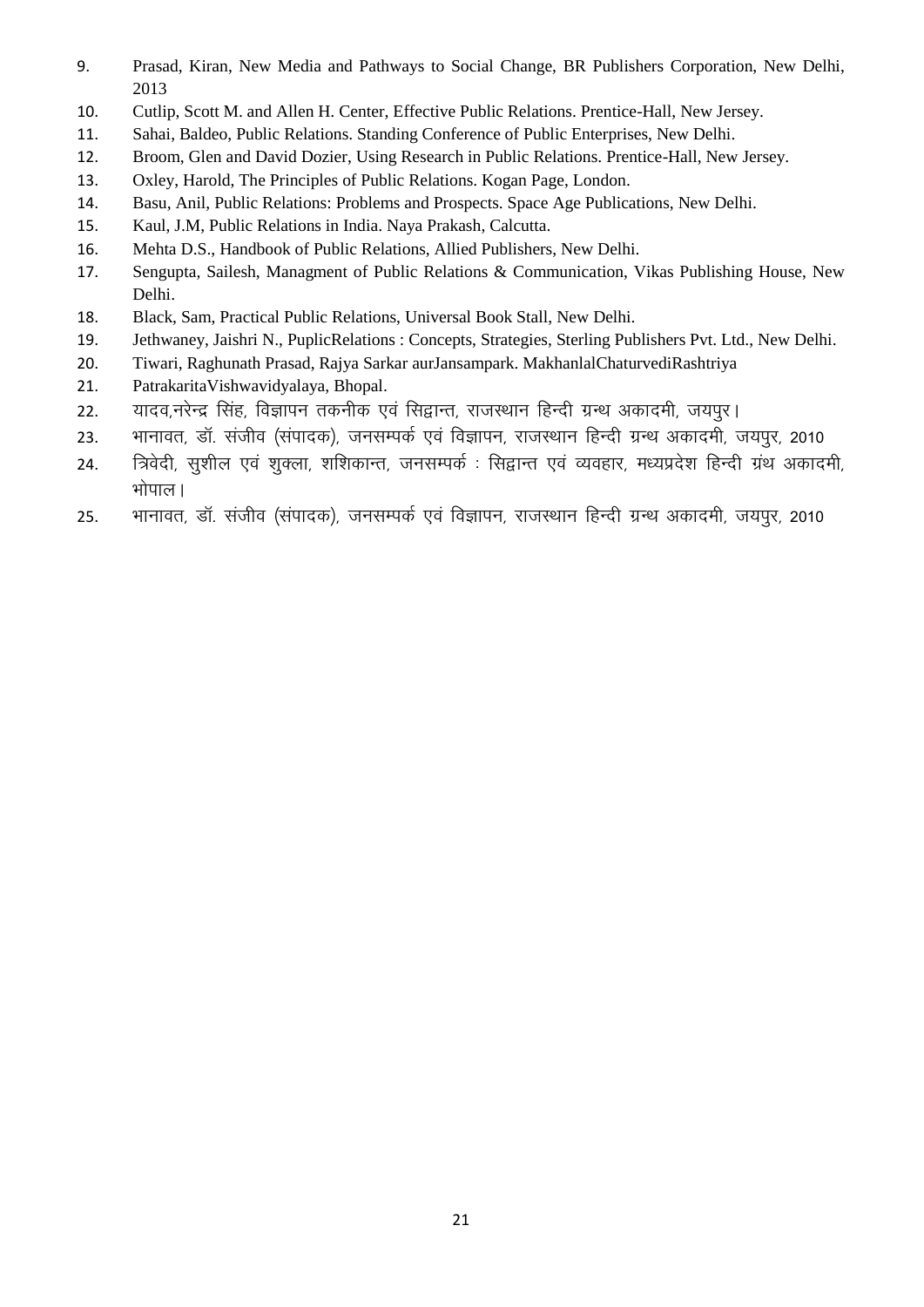9. Prasad, Kiran, New Media and Pathways to Social Change, BR Publishers Corporation, New Delhi, 2013
10. Cutlip, Scott M. and Allen H. Center, Effective Public Relations. Prentice-Hall, New Jersey.
11. Sahai, Baldeo, Public Relations. Standing Conference of Public Enterprises, New Delhi.
12. Broom, Glen and David Dozier, Using Research in Public Relations. Prentice-Hall, New Jersey.
13. Oxley, Harold, The Principles of Public Relations. Kogan Page, London.
14. Basu, Anil, Public Relations: Problems and Prospects. Space Age Publications, New Delhi.
15. Kaul, J.M, Public Relations in India. Naya Prakash, Calcutta.
16. Mehta D.S., Handbook of Public Relations, Allied Publishers, New Delhi.
17. Sengupta, Sailesh, Managment of Public Relations & Communication, Vikas Publishing House, New Delhi.
18. Black, Sam, Practical Public Relations, Universal Book Stall, New Delhi.
19. Jethwaney, Jaishri N., PuplicRelations : Concepts, Strategies, Sterling Publishers Pvt. Ltd., New Delhi.
20. Tiwari, Raghunath Prasad, Rajya Sarkar aurJansampark. MakhanlalChaturvediRashtriya
21. PatrakaritaVishwavidyalaya, Bhopal.
22. यादव,नरेन्द्र सिंह, विज्ञापन तकनीक एवं सिद्वान्त, राजस्थान हिन्दी ग्रन्थ अकादमी, जयपुर।
23. भानावत, डॉ. संजीव (संपादक), जनसम्पर्क एवं विज्ञापन, राजस्थान हिन्दी ग्रन्थ अकादमी, जयपुर, 2010
24. त्रिवेदी, सुशील एवं शुक्ला, शशिकान्त, जनसम्पर्क : सिद्वान्त एवं व्यवहार, मध्यप्रदेश हिन्दी ग्रंथ अकादमी, भोपाल।
25. भानावत, डॉ. संजीव (संपादक), जनसम्पर्क एवं विज्ञापन, राजस्थान हिन्दी ग्रन्थ अकादमी, जयपुर, 2010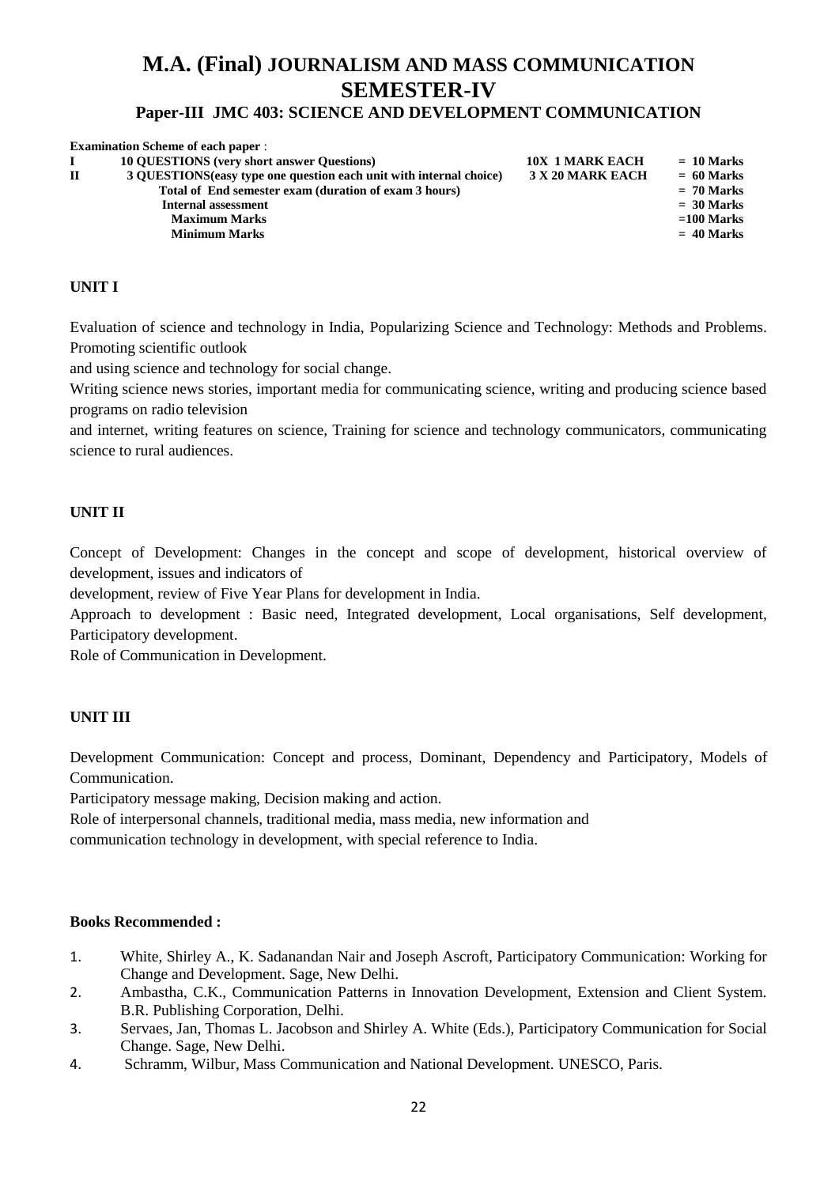# M.A. (Final) JOURNALISM AND MASS COMMUNICATION SEMESTER-IV

## Paper-III JMC 403: SCIENCE AND DEVELOPMENT COMMUNICATION

**Examination Scheme of each paper** :

| | | | |
|---|---|---|---|
| **I** | **10 QUESTIONS (very short answer Questions)** | **10X 1 MARK EACH** | **= 10 Marks** |
| **II** | **3 QUESTIONS(easy type one question each unit with internal choice)** | **3 X 20 MARK EACH** | **= 60 Marks** |
| | **Total of End semester exam (duration of exam 3 hours)** | | **= 70 Marks** |
| | **Internal assessment** | | **= 30 Marks** |
| | **Maximum Marks** | | **=100 Marks** |
| | **Minimum Marks** | | **= 40 Marks** |

**UNIT I**

Evaluation of science and technology in India, Popularizing Science and Technology: Methods and Problems. Promoting scientific outlook
and using science and technology for social change.
Writing science news stories, important media for communicating science, writing and producing science based programs on radio television
and internet, writing features on science, Training for science and technology communicators, communicating science to rural audiences.

**UNIT II**

Concept of Development: Changes in the concept and scope of development, historical overview of development, issues and indicators of
development, review of Five Year Plans for development in India.
Approach to development : Basic need, Integrated development, Local organisations, Self development, Participatory development.
Role of Communication in Development.

**UNIT III**

Development Communication: Concept and process, Dominant, Dependency and Participatory, Models of Communication.
Participatory message making, Decision making and action.
Role of interpersonal channels, traditional media, mass media, new information and
communication technology in development, with special reference to India.

**Books Recommended :**

1. White, Shirley A., K. Sadanandan Nair and Joseph Ascroft, Participatory Communication: Working for Change and Development. Sage, New Delhi.
2. Ambastha, C.K., Communication Patterns in Innovation Development, Extension and Client System. B.R. Publishing Corporation, Delhi.
3. Servaes, Jan, Thomas L. Jacobson and Shirley A. White (Eds.), Participatory Communication for Social Change. Sage, New Delhi.
4. Schramm, Wilbur, Mass Communication and National Development. UNESCO, Paris.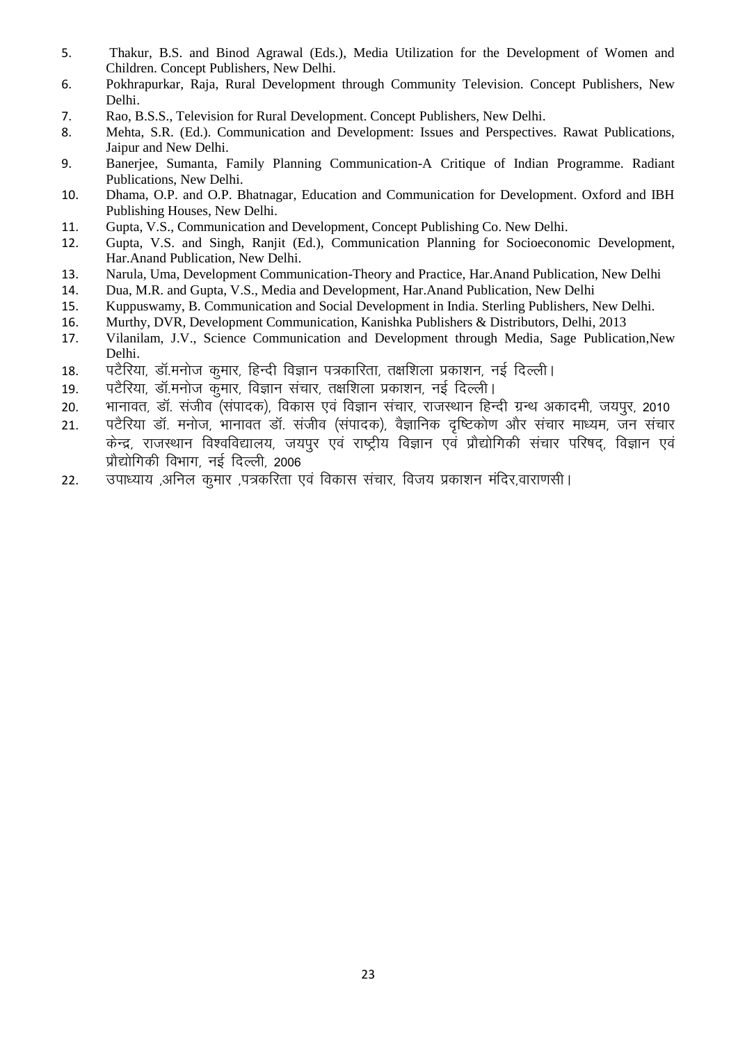5. Thakur, B.S. and Binod Agrawal (Eds.), Media Utilization for the Development of Women and Children. Concept Publishers, New Delhi.
6. Pokhrapurkar, Raja, Rural Development through Community Television. Concept Publishers, New Delhi.
7. Rao, B.S.S., Television for Rural Development. Concept Publishers, New Delhi.
8. Mehta, S.R. (Ed.). Communication and Development: Issues and Perspectives. Rawat Publications, Jaipur and New Delhi.
9. Banerjee, Sumanta, Family Planning Communication-A Critique of Indian Programme. Radiant Publications, New Delhi.
10. Dhama, O.P. and O.P. Bhatnagar, Education and Communication for Development. Oxford and IBH Publishing Houses, New Delhi.
11. Gupta, V.S., Communication and Development, Concept Publishing Co. New Delhi.
12. Gupta, V.S. and Singh, Ranjit (Ed.), Communication Planning for Socioeconomic Development, Har.Anand Publication, New Delhi.
13. Narula, Uma, Development Communication-Theory and Practice, Har.Anand Publication, New Delhi
14. Dua, M.R. and Gupta, V.S., Media and Development, Har.Anand Publication, New Delhi
15. Kuppuswamy, B. Communication and Social Development in India. Sterling Publishers, New Delhi.
16. Murthy, DVR, Development Communication, Kanishka Publishers & Distributors, Delhi, 2013
17. Vilanilam, J.V., Science Communication and Development through Media, Sage Publication,New Delhi.
18. पटैरिया, डॉ.मनोज कुमार, हिन्दी विज्ञान पत्रकारिता, तक्षशिला प्रकाशन, नई दिल्ली।
19. पटैरिया, डॉ.मनोज कुमार, विज्ञान संचार, तक्षशिला प्रकाशन, नई दिल्ली।
20. भानावत, डॉ. संजीव (संपादक), विकास एवं विज्ञान संचार, राजस्थान हिन्दी ग्रन्थ अकादमी, जयपुर, 2010
21. पटैरिया डॉ. मनोज, भानावत डॉ. संजीव (संपादक), वैज्ञानिक दृष्टिकोण और संचार माध्यम, जन संचार केन्द्र, राजस्थान विश्वविद्यालय, जयपुर एवं राष्ट्रीय विज्ञान एवं प्रौद्योगिकी संचार परिषद्, विज्ञान एवं प्रौद्योगिकी विभाग, नई दिल्ली, 2006
22. उपाध्याय ,अनिल कुमार ,पत्रकरिता एवं विकास संचार, विजय प्रकाशन मंदिर,वाराणसी।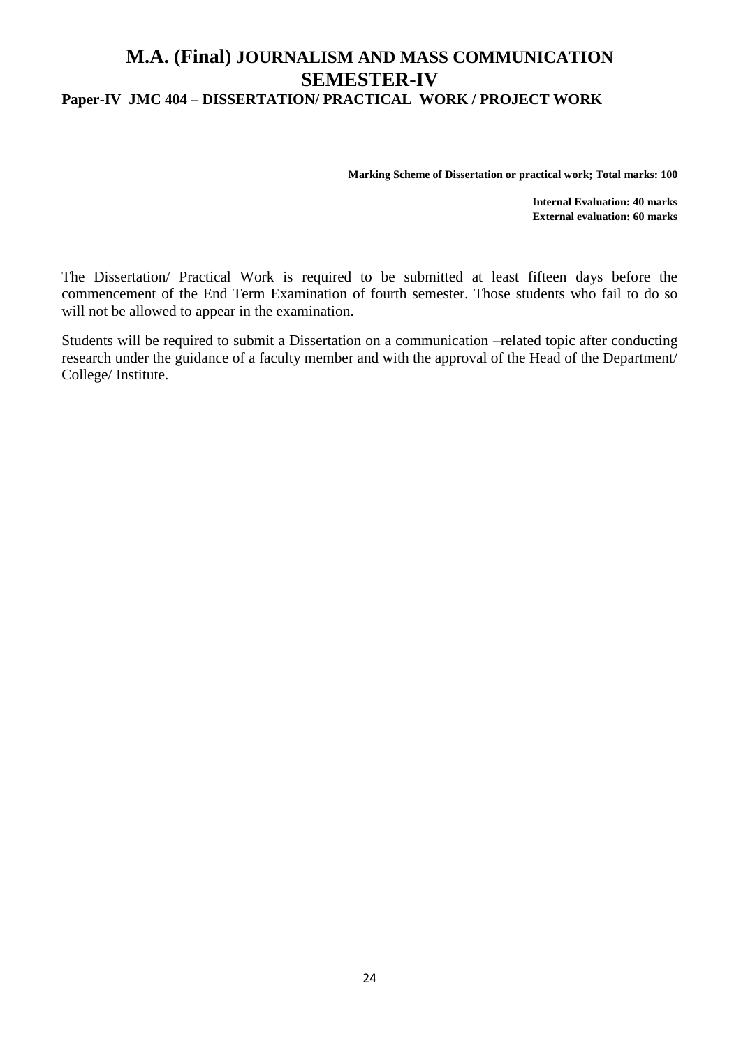# M.A. (Final) JOURNALISM AND MASS COMMUNICATION
# SEMESTER-IV

### Paper-IV JMC 404 – DISSERTATION/ PRACTICAL WORK / PROJECT WORK

**Marking Scheme of Dissertation or practical work; Total marks: 100**

**Internal Evaluation: 40 marks**
**External evaluation: 60 marks**

The Dissertation/ Practical Work is required to be submitted at least fifteen days before the commencement of the End Term Examination of fourth semester. Those students who fail to do so will not be allowed to appear in the examination.

Students will be required to submit a Dissertation on a communication –related topic after conducting research under the guidance of a faculty member and with the approval of the Head of the Department/ College/ Institute.